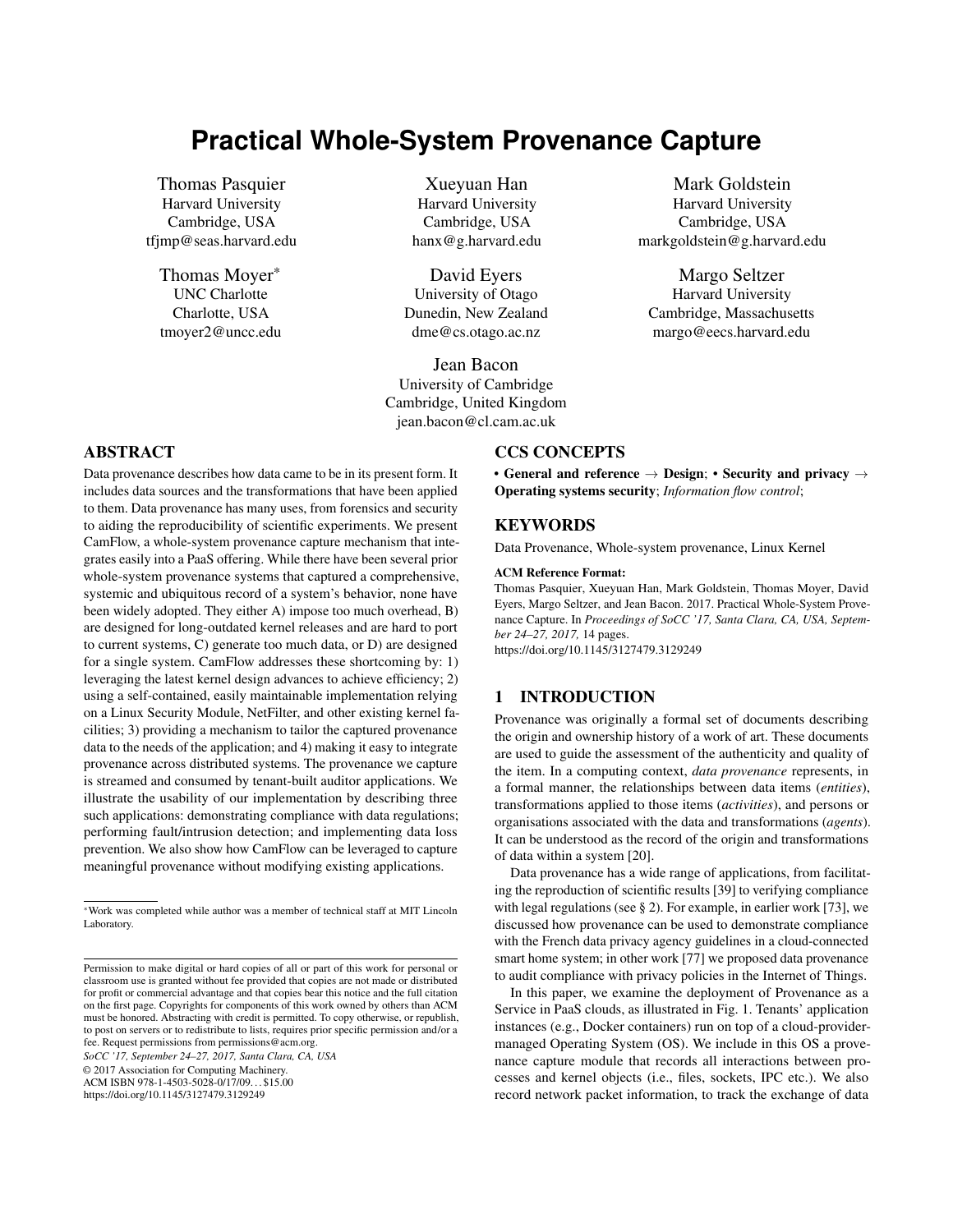# Practical Whole-System Provenance Capture

Thomas Pasquier
Harvard University
Cambridge, USA
tfjmp@seas.harvard.edu

Xueyuan Han
Harvard University
Cambridge, USA
hanx@g.harvard.edu

Mark Goldstein
Harvard University
Cambridge, USA
markgoldstein@g.harvard.edu

Thomas Moyer*
UNC Charlotte
Charlotte, USA
tmoyer2@uncc.edu

David Eyers
University of Otago
Dunedin, New Zealand
dme@cs.otago.ac.nz

Margo Seltzer
Harvard University
Cambridge, Massachusetts
margo@eecs.harvard.edu

Jean Bacon
University of Cambridge
Cambridge, United Kingdom
jean.bacon@cl.cam.ac.uk

## ABSTRACT

Data provenance describes how data came to be in its present form. It includes data sources and the transformations that have been applied to them. Data provenance has many uses, from forensics and security to aiding the reproducibility of scientific experiments. We present CamFlow, a whole-system provenance capture mechanism that integrates easily into a PaaS offering. While there have been several prior whole-system provenance systems that captured a comprehensive, systemic and ubiquitous record of a system's behavior, none have been widely adopted. They either A) impose too much overhead, B) are designed for long-outdated kernel releases and are hard to port to current systems, C) generate too much data, or D) are designed for a single system. CamFlow addresses these shortcoming by: 1) leveraging the latest kernel design advances to achieve efficiency; 2) using a self-contained, easily maintainable implementation relying on a Linux Security Module, NetFilter, and other existing kernel facilities; 3) providing a mechanism to tailor the captured provenance data to the needs of the application; and 4) making it easy to integrate provenance across distributed systems. The provenance we capture is streamed and consumed by tenant-built auditor applications. We illustrate the usability of our implementation by describing three such applications: demonstrating compliance with data regulations; performing fault/intrusion detection; and implementing data loss prevention. We also show how CamFlow can be leveraged to capture meaningful provenance without modifying existing applications.

*Work was completed while author was a member of technical staff at MIT Lincoln Laboratory.

Permission to make digital or hard copies of all or part of this work for personal or classroom use is granted without fee provided that copies are not made or distributed for profit or commercial advantage and that copies bear this notice and the full citation on the first page. Copyrights for components of this work owned by others than ACM must be honored. Abstracting with credit is permitted. To copy otherwise, or republish, to post on servers or to redistribute to lists, requires prior specific permission and/or a fee. Request permissions from permissions@acm.org.
*SoCC '17, September 24–27, 2017, Santa Clara, CA, USA*
© 2017 Association for Computing Machinery.
ACM ISBN 978-1-4503-5028-0/17/09…$15.00
https://doi.org/10.1145/3127479.3129249

## CCS CONCEPTS

• **General and reference** → **Design**; • **Security and privacy** → **Operating systems security**; *Information flow control*;

## KEYWORDS

Data Provenance, Whole-system provenance, Linux Kernel

**ACM Reference Format:**
Thomas Pasquier, Xueyuan Han, Mark Goldstein, Thomas Moyer, David Eyers, Margo Seltzer, and Jean Bacon. 2017. Practical Whole-System Provenance Capture. In *Proceedings of SoCC '17, Santa Clara, CA, USA, September 24–27, 2017,* 14 pages.
https://doi.org/10.1145/3127479.3129249

## 1 INTRODUCTION

Provenance was originally a formal set of documents describing the origin and ownership history of a work of art. These documents are used to guide the assessment of the authenticity and quality of the item. In a computing context, *data provenance* represents, in a formal manner, the relationships between data items (*entities*), transformations applied to those items (*activities*), and persons or organisations associated with the data and transformations (*agents*). It can be understood as the record of the origin and transformations of data within a system [20].

Data provenance has a wide range of applications, from facilitating the reproduction of scientific results [39] to verifying compliance with legal regulations (see § 2). For example, in earlier work [73], we discussed how provenance can be used to demonstrate compliance with the French data privacy agency guidelines in a cloud-connected smart home system; in other work [77] we proposed data provenance to audit compliance with privacy policies in the Internet of Things.

In this paper, we examine the deployment of Provenance as a Service in PaaS clouds, as illustrated in Fig. 1. Tenants' application instances (e.g., Docker containers) run on top of a cloud-provider-managed Operating System (OS). We include in this OS a provenance capture module that records all interactions between processes and kernel objects (i.e., files, sockets, IPC etc.). We also record network packet information, to track the exchange of data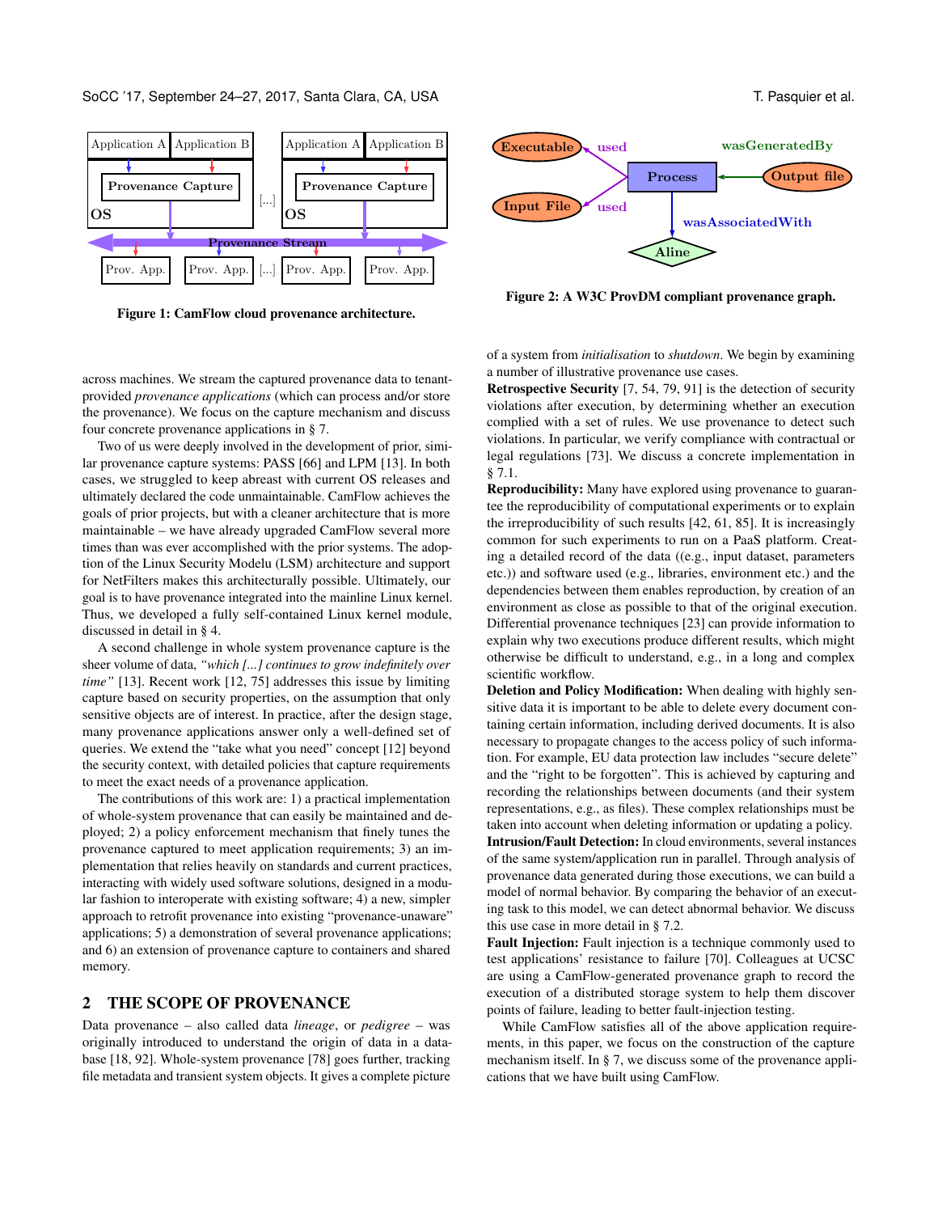Figure 1: CamFlow cloud provenance architecture.

Figure 2: A W3C ProvDM compliant provenance graph.

across machines. We stream the captured provenance data to tenant-provided *provenance applications* (which can process and/or store the provenance). We focus on the capture mechanism and discuss four concrete provenance applications in § 7.

Two of us were deeply involved in the development of prior, similar provenance capture systems: PASS [66] and LPM [13]. In both cases, we struggled to keep abreast with current OS releases and ultimately declared the code unmaintainable. CamFlow achieves the goals of prior projects, but with a cleaner architecture that is more maintainable – we have already upgraded CamFlow several more times than was ever accomplished with the prior systems. The adoption of the Linux Security Modelu (LSM) architecture and support for NetFilters makes this architecturally possible. Ultimately, our goal is to have provenance integrated into the mainline Linux kernel. Thus, we developed a fully self-contained Linux kernel module, discussed in detail in § 4.

A second challenge in whole system provenance capture is the sheer volume of data, *"which [...] continues to grow indefinitely over time"* [13]. Recent work [12, 75] addresses this issue by limiting capture based on security properties, on the assumption that only sensitive objects are of interest. In practice, after the design stage, many provenance applications answer only a well-defined set of queries. We extend the "take what you need" concept [12] beyond the security context, with detailed policies that capture requirements to meet the exact needs of a provenance application.

The contributions of this work are: 1) a practical implementation of whole-system provenance that can easily be maintained and deployed; 2) a policy enforcement mechanism that finely tunes the provenance captured to meet application requirements; 3) an implementation that relies heavily on standards and current practices, interacting with widely used software solutions, designed in a modular fashion to interoperate with existing software; 4) a new, simpler approach to retrofit provenance into existing "provenance-unaware" applications; 5) a demonstration of several provenance applications; and 6) an extension of provenance capture to containers and shared memory.

## 2 THE SCOPE OF PROVENANCE

Data provenance – also called data *lineage*, or *pedigree* – was originally introduced to understand the origin of data in a database [18, 92]. Whole-system provenance [78] goes further, tracking file metadata and transient system objects. It gives a complete picture of a system from *initialisation* to *shutdown*. We begin by examining a number of illustrative provenance use cases.

**Retrospective Security** [7, 54, 79, 91] is the detection of security violations after execution, by determining whether an execution complied with a set of rules. We use provenance to detect such violations. In particular, we verify compliance with contractual or legal regulations [73]. We discuss a concrete implementation in § 7.1.

**Reproducibility:** Many have explored using provenance to guarantee the reproducibility of computational experiments or to explain the irreproducibility of such results [42, 61, 85]. It is increasingly common for such experiments to run on a PaaS platform. Creating a detailed record of the data ((e.g., input dataset, parameters etc.)) and software used (e.g., libraries, environment etc.) and the dependencies between them enables reproduction, by creation of an environment as close as possible to that of the original execution. Differential provenance techniques [23] can provide information to explain why two executions produce different results, which might otherwise be difficult to understand, e.g., in a long and complex scientific workflow.

**Deletion and Policy Modification:** When dealing with highly sensitive data it is important to be able to delete every document containing certain information, including derived documents. It is also necessary to propagate changes to the access policy of such information. For example, EU data protection law includes "secure delete" and the "right to be forgotten". This is achieved by capturing and recording the relationships between documents (and their system representations, e.g., as files). These complex relationships must be taken into account when deleting information or updating a policy.

**Intrusion/Fault Detection:** In cloud environments, several instances of the same system/application run in parallel. Through analysis of provenance data generated during those executions, we can build a model of normal behavior. By comparing the behavior of an executing task to this model, we can detect abnormal behavior. We discuss this use case in more detail in § 7.2.

**Fault Injection:** Fault injection is a technique commonly used to test applications' resistance to failure [70]. Colleagues at UCSC are using a CamFlow-generated provenance graph to record the execution of a distributed storage system to help them discover points of failure, leading to better fault-injection testing.

While CamFlow satisfies all of the above application requirements, in this paper, we focus on the construction of the capture mechanism itself. In § 7, we discuss some of the provenance applications that we have built using CamFlow.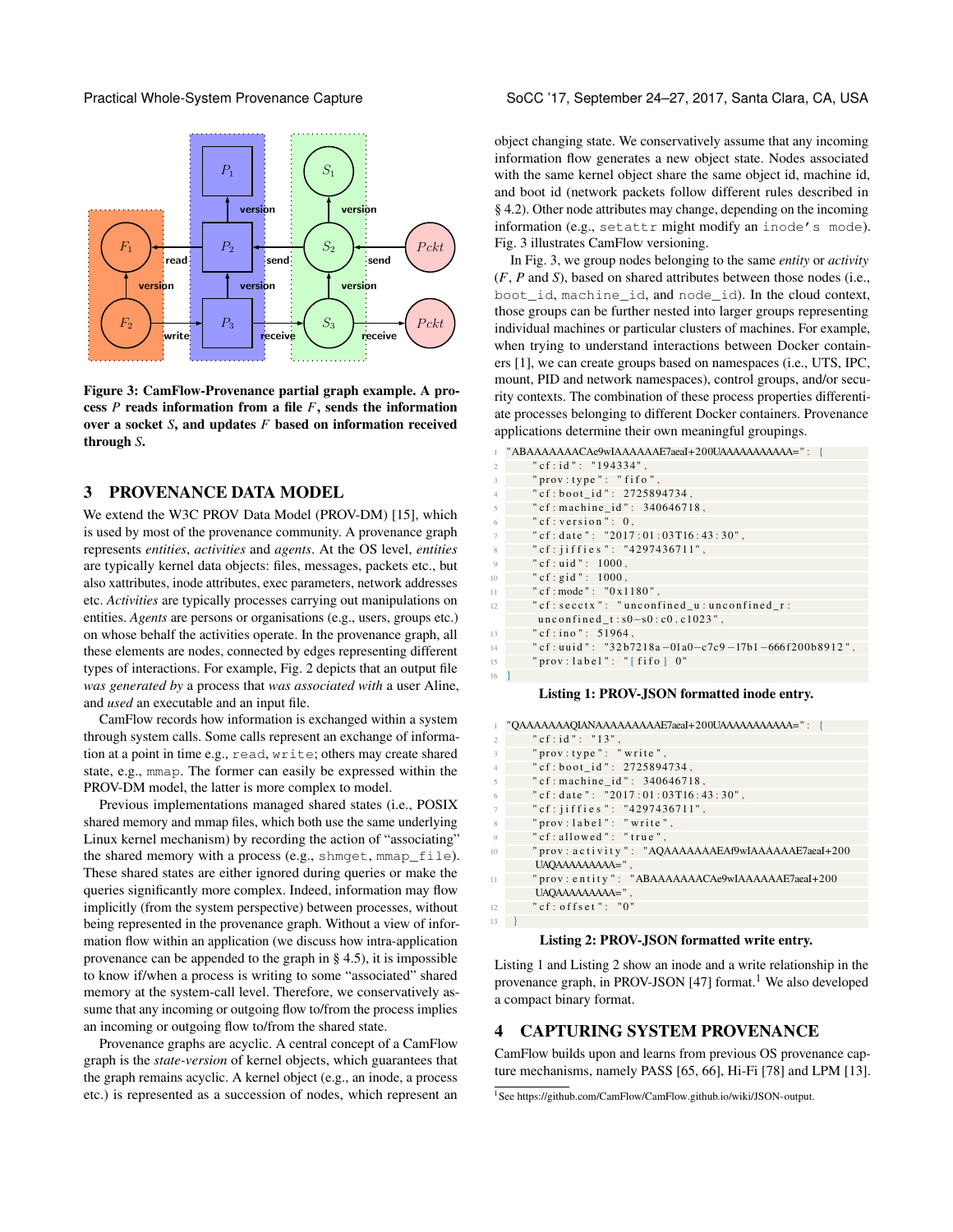Figure 3: CamFlow-Provenance partial graph example. A process $P$ reads information from a file $F$, sends the information over a socket $S$, and updates $F$ based on information received through $S$.

## 3 PROVENANCE DATA MODEL

We extend the W3C PROV Data Model (PROV-DM) [15], which is used by most of the provenance community. A provenance graph represents *entities*, *activities* and *agents*. At the OS level, *entities* are typically kernel data objects: files, messages, packets etc., but also xattributes, inode attributes, exec parameters, network addresses etc. *Activities* are typically processes carrying out manipulations on entities. *Agents* are persons or organisations (e.g., users, groups etc.) on whose behalf the activities operate. In the provenance graph, all these elements are nodes, connected by edges representing different types of interactions. For example, Fig. 2 depicts that an output file *was generated by* a process that *was associated with* a user Aline, and *used* an executable and an input file.

CamFlow records how information is exchanged within a system through system calls. Some calls represent an exchange of information at a point in time e.g., `read`, `write`; others may create shared state, e.g., `mmap`. The former can easily be expressed within the PROV-DM model, the latter is more complex to model.

Previous implementations managed shared states (i.e., POSIX shared memory and mmap files, which both use the same underlying Linux kernel mechanism) by recording the action of "associating" the shared memory with a process (e.g., `shmget`, `mmap_file`). These shared states are either ignored during queries or make the queries significantly more complex. Indeed, information may flow implicitly (from the system perspective) between processes, without being represented in the provenance graph. Without a view of information flow within an application (we discuss how intra-application provenance can be appended to the graph in § 4.5), it is impossible to know if/when a process is writing to some "associated" shared memory at the system-call level. Therefore, we conservatively assume that any incoming or outgoing flow to/from the process implies an incoming or outgoing flow to/from the shared state.

Provenance graphs are acyclic. A central concept of a CamFlow graph is the *state-version* of kernel objects, which guarantees that the graph remains acyclic. A kernel object (e.g., an inode, a process etc.) is represented as a succession of nodes, which represent an object changing state. We conservatively assume that any incoming information flow generates a new object state. Nodes associated with the same kernel object share the same object id, machine id, and boot id (network packets follow different rules described in § 4.2). Other node attributes may change, depending on the incoming information (e.g., `setattr` might modify an `inode's mode`). Fig. 3 illustrates CamFlow versioning.

In Fig. 3, we group nodes belonging to the same *entity* or *activity* ($F$, $P$ and $S$), based on shared attributes between those nodes (i.e., `boot_id`, `machine_id`, and `node_id`). In the cloud context, those groups can be further nested into larger groups representing individual machines or particular clusters of machines. For example, when trying to understand interactions between Docker containers [1], we can create groups based on namespaces (i.e., UTS, IPC, mount, PID and network namespaces), control groups, and/or security contexts. The combination of these process properties differentiate processes belonging to different Docker containers. Provenance applications determine their own meaningful groupings.

```
"ABAAAAAAACAe9wIAAAAAAE7aeaI+200UAAAAAAAAAAA=" : {
    "cf:id": "194334",
    "prov:type": "fifo",
    "cf:boot_id": 2725894734,
    "cf:machine_id": 340646718,
    "cf:version": 0,
    "cf:date": "2017:01:03T16:43:30",
    "cf:jiffies": "4297436711",
    "cf:uid": 1000,
    "cf:gid": 1000,
    "cf:mode": "0x1180",
    "cf:secctx": "unconfined_u:unconfined_r:
     unconfined_t:s0-s0:c0.c1023",
    "cf:ino": 51964,
    "cf:uuid": "32b7218a-01a0-c7c9-17b1-666f200b8912",
    "prov:label": "[fifo] 0"
}
```

Listing 1: PROV-JSON formatted inode entry.

```
"QAAAAAAAQIANAAAAAAAAAAE7aeaI+200UAAAAAAAAAAA=" : {
    "cf:id": "13",
    "prov:type": "write",
    "cf:boot_id": 2725894734,
    "cf:machine_id": 340646718,
    "cf:date": "2017:01:03T16:43:30",
    "cf:jiffies": "4297436711",
    "prov:label": "write",
    "cf:allowed": "true",
    "prov:activity": "AQAAAAAAAEAf9wIAAAAAAE7aeaI+200
     UAQAAAAAAAAA=",
    "prov:entity": "ABAAAAAAACAe9wIAAAAAAE7aeaI+200
     UAQAAAAAAAAA=",
    "cf:offset": "0"
}
```

Listing 2: PROV-JSON formatted write entry.

Listing 1 and Listing 2 show an inode and a write relationship in the provenance graph, in PROV-JSON [47] format.[1] We also developed a compact binary format.

## 4 CAPTURING SYSTEM PROVENANCE

CamFlow builds upon and learns from previous OS provenance capture mechanisms, namely PASS [65, 66], Hi-Fi [78] and LPM [13].

[1] See https://github.com/CamFlow/CamFlow.github.io/wiki/JSON-output.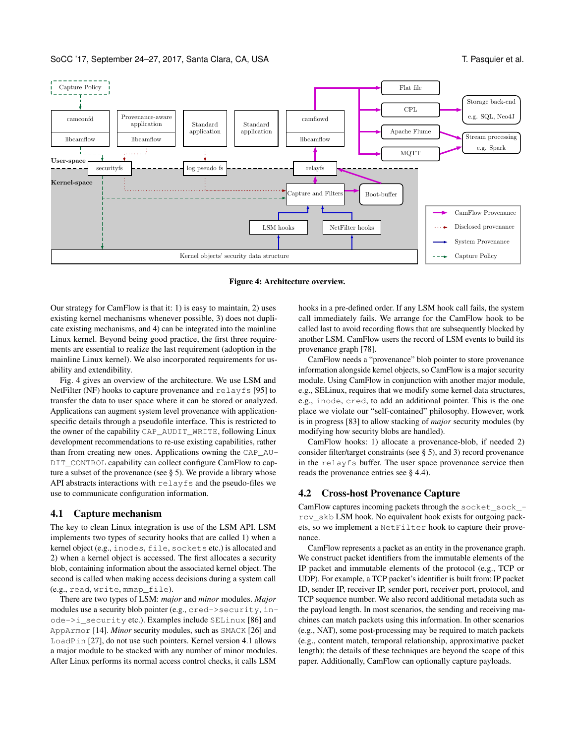Figure 4: Architecture overview.

Our strategy for CamFlow is that it: 1) is easy to maintain, 2) uses existing kernel mechanisms whenever possible, 3) does not duplicate existing mechanisms, and 4) can be integrated into the mainline Linux kernel. Beyond being good practice, the first three requirements are essential to realize the last requirement (adoption in the mainline Linux kernel). We also incorporated requirements for usability and extendibility.

Fig. 4 gives an overview of the architecture. We use LSM and NetFilter (NF) hooks to capture provenance and `relayfs` [95] to transfer the data to user space where it can be stored or analyzed. Applications can augment system level provenance with application-specific details through a pseudofile interface. This is restricted to the owner of the capability `CAP_AUDIT_WRITE`, following Linux development recommendations to re-use existing capabilities, rather than from creating new ones. Applications owning the `CAP_AUDIT_CONTROL` capability can collect configure CamFlow to capture a subset of the provenance (see § 5). We provide a library whose API abstracts interactions with `relayfs` and the pseudo-files we use to communicate configuration information.

## 4.1 Capture mechanism

The key to clean Linux integration is use of the LSM API. LSM implements two types of security hooks that are called 1) when a kernel object (e.g., `inodes`, `file`, `sockets` etc.) is allocated and 2) when a kernel object is accessed. The first allocates a security blob, containing information about the associated kernel object. The second is called when making access decisions during a system call (e.g., `read`, `write`, `mmap_file`).

There are two types of LSM: *major* and *minor* modules. *Major* modules use a security blob pointer (e.g., `cred->security`, `inode->i_security` etc.). Examples include `SELinux` [86] and `AppArmor` [14]. *Minor* security modules, such as `SMACK` [26] and `LoadPin` [27], do not use such pointers. Kernel version 4.1 allows a major module to be stacked with any number of minor modules. After Linux performs its normal access control checks, it calls LSM hooks in a pre-defined order. If any LSM hook call fails, the system call immediately fails. We arrange for the CamFlow hook to be called last to avoid recording flows that are subsequently blocked by another LSM. CamFlow users the record of LSM events to build its provenance graph [78].

CamFlow needs a "provenance" blob pointer to store provenance information alongside kernel objects, so CamFlow is a major security module. Using CamFlow in conjunction with another major module, e.g., SELinux, requires that we modify some kernel data structures, e.g., `inode`, `cred`, to add an additional pointer. This is the one place we violate our "self-contained" philosophy. However, work is in progress [83] to allow stacking of *major* security modules (by modifying how security blobs are handled).

CamFlow hooks: 1) allocate a provenance-blob, if needed 2) consider filter/target constraints (see § 5), and 3) record provenance in the `relayfs` buffer. The user space provenance service then reads the provenance entries see § 4.4).

## 4.2 Cross-host Provenance Capture

CamFlow captures incoming packets through the `socket_sock_rcv_skb` LSM hook. No equivalent hook exists for outgoing packets, so we implement a `NetFilter` hook to capture their provenance.

CamFlow represents a packet as an entity in the provenance graph. We construct packet identifiers from the immutable elements of the IP packet and immutable elements of the protocol (e.g., TCP or UDP). For example, a TCP packet's identifier is built from: IP packet ID, sender IP, receiver IP, sender port, receiver port, protocol, and TCP sequence number. We also record additional metadata such as the payload length. In most scenarios, the sending and receiving machines can match packets using this information. In other scenarios (e.g., NAT), some post-processing may be required to match packets (e.g., content match, temporal relationship, approximative packet length); the details of these techniques are beyond the scope of this paper. Additionally, CamFlow can optionally capture payloads.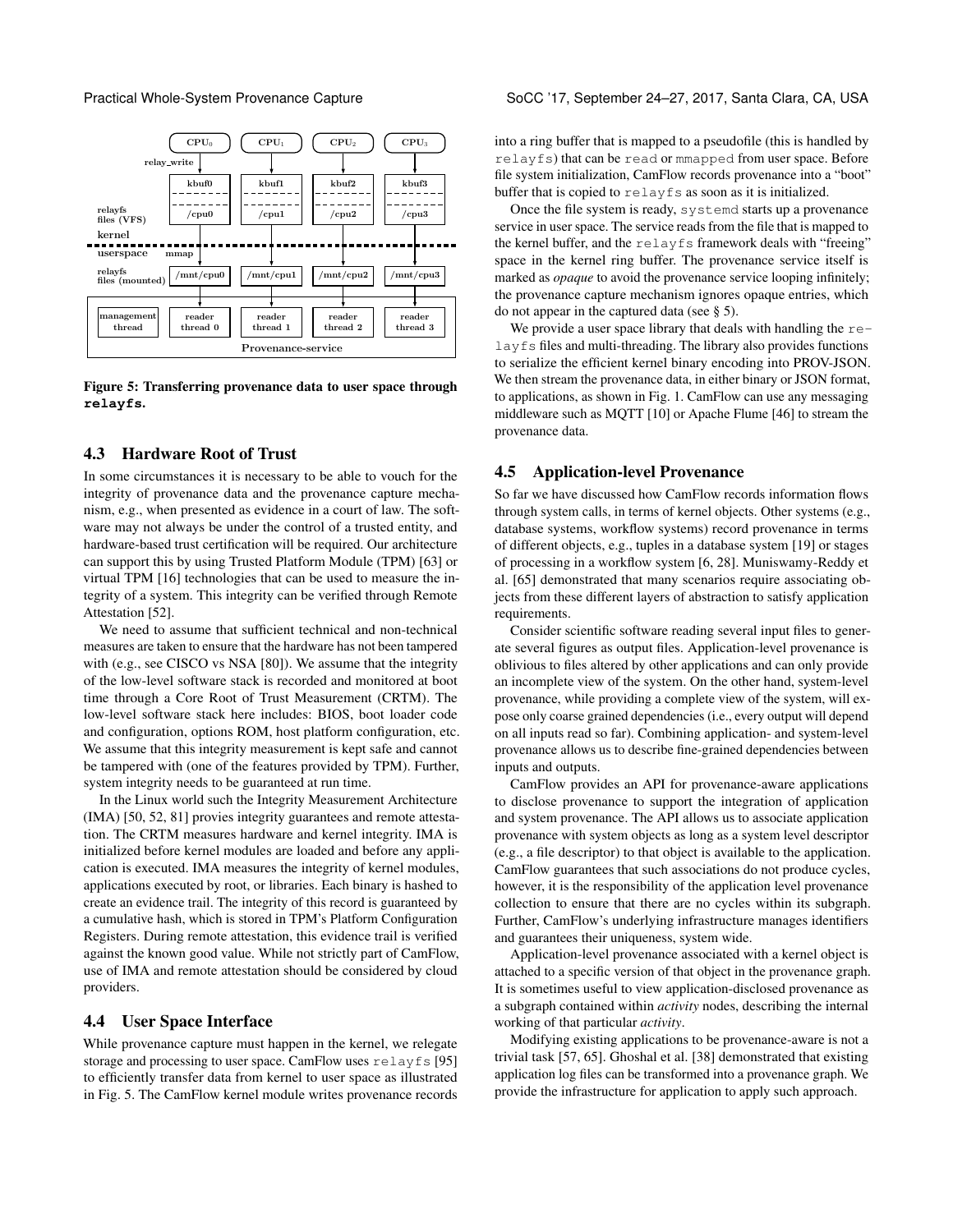Figure 5: Transferring provenance data to user space through **relayfs**.

### 4.3 Hardware Root of Trust

In some circumstances it is necessary to be able to vouch for the integrity of provenance data and the provenance capture mechanism, e.g., when presented as evidence in a court of law. The software may not always be under the control of a trusted entity, and hardware-based trust certification will be required. Our architecture can support this by using Trusted Platform Module (TPM) [63] or virtual TPM [16] technologies that can be used to measure the integrity of a system. This integrity can be verified through Remote Attestation [52].

We need to assume that sufficient technical and non-technical measures are taken to ensure that the hardware has not been tampered with (e.g., see CISCO vs NSA [80]). We assume that the integrity of the low-level software stack is recorded and monitored at boot time through a Core Root of Trust Measurement (CRTM). The low-level software stack here includes: BIOS, boot loader code and configuration, options ROM, host platform configuration, etc. We assume that this integrity measurement is kept safe and cannot be tampered with (one of the features provided by TPM). Further, system integrity needs to be guaranteed at run time.

In the Linux world such the Integrity Measurement Architecture (IMA) [50, 52, 81] provies integrity guarantees and remote attestation. The CRTM measures hardware and kernel integrity. IMA is initialized before kernel modules are loaded and before any application is executed. IMA measures the integrity of kernel modules, applications executed by root, or libraries. Each binary is hashed to create an evidence trail. The integrity of this record is guaranteed by a cumulative hash, which is stored in TPM's Platform Configuration Registers. During remote attestation, this evidence trail is verified against the known good value. While not strictly part of CamFlow, use of IMA and remote attestation should be considered by cloud providers.

### 4.4 User Space Interface

While provenance capture must happen in the kernel, we relegate storage and processing to user space. CamFlow uses `relayfs` [95] to efficiently transfer data from kernel to user space as illustrated in Fig. 5. The CamFlow kernel module writes provenance records into a ring buffer that is mapped to a pseudofile (this is handled by `relayfs`) that can be `read` or `mmapped` from user space. Before file system initialization, CamFlow records provenance into a "boot" buffer that is copied to `relayfs` as soon as it is initialized.

Once the file system is ready, `systemd` starts up a provenance service in user space. The service reads from the file that is mapped to the kernel buffer, and the `relayfs` framework deals with "freeing" space in the kernel ring buffer. The provenance service itself is marked as *opaque* to avoid the provenance service looping infinitely; the provenance capture mechanism ignores opaque entries, which do not appear in the captured data (see § 5).

We provide a user space library that deals with handling the `relayfs` files and multi-threading. The library also provides functions to serialize the efficient kernel binary encoding into PROV-JSON. We then stream the provenance data, in either binary or JSON format, to applications, as shown in Fig. 1. CamFlow can use any messaging middleware such as MQTT [10] or Apache Flume [46] to stream the provenance data.

### 4.5 Application-level Provenance

So far we have discussed how CamFlow records information flows through system calls, in terms of kernel objects. Other systems (e.g., database systems, workflow systems) record provenance in terms of different objects, e.g., tuples in a database system [19] or stages of processing in a workflow system [6, 28]. Muniswamy-Reddy et al. [65] demonstrated that many scenarios require associating objects from these different layers of abstraction to satisfy application requirements.

Consider scientific software reading several input files to generate several figures as output files. Application-level provenance is oblivious to files altered by other applications and can only provide an incomplete view of the system. On the other hand, system-level provenance, while providing a complete view of the system, will expose only coarse grained dependencies (i.e., every output will depend on all inputs read so far). Combining application- and system-level provenance allows us to describe fine-grained dependencies between inputs and outputs.

CamFlow provides an API for provenance-aware applications to disclose provenance to support the integration of application and system provenance. The API allows us to associate application provenance with system objects as long as a system level descriptor (e.g., a file descriptor) to that object is available to the application. CamFlow guarantees that such associations do not produce cycles, however, it is the responsibility of the application level provenance collection to ensure that there are no cycles within its subgraph. Further, CamFlow's underlying infrastructure manages identifiers and guarantees their uniqueness, system wide.

Application-level provenance associated with a kernel object is attached to a specific version of that object in the provenance graph. It is sometimes useful to view application-disclosed provenance as a subgraph contained within *activity* nodes, describing the internal working of that particular *activity*.

Modifying existing applications to be provenance-aware is not a trivial task [57, 65]. Ghoshal et al. [38] demonstrated that existing application log files can be transformed into a provenance graph. We provide the infrastructure for application to apply such approach.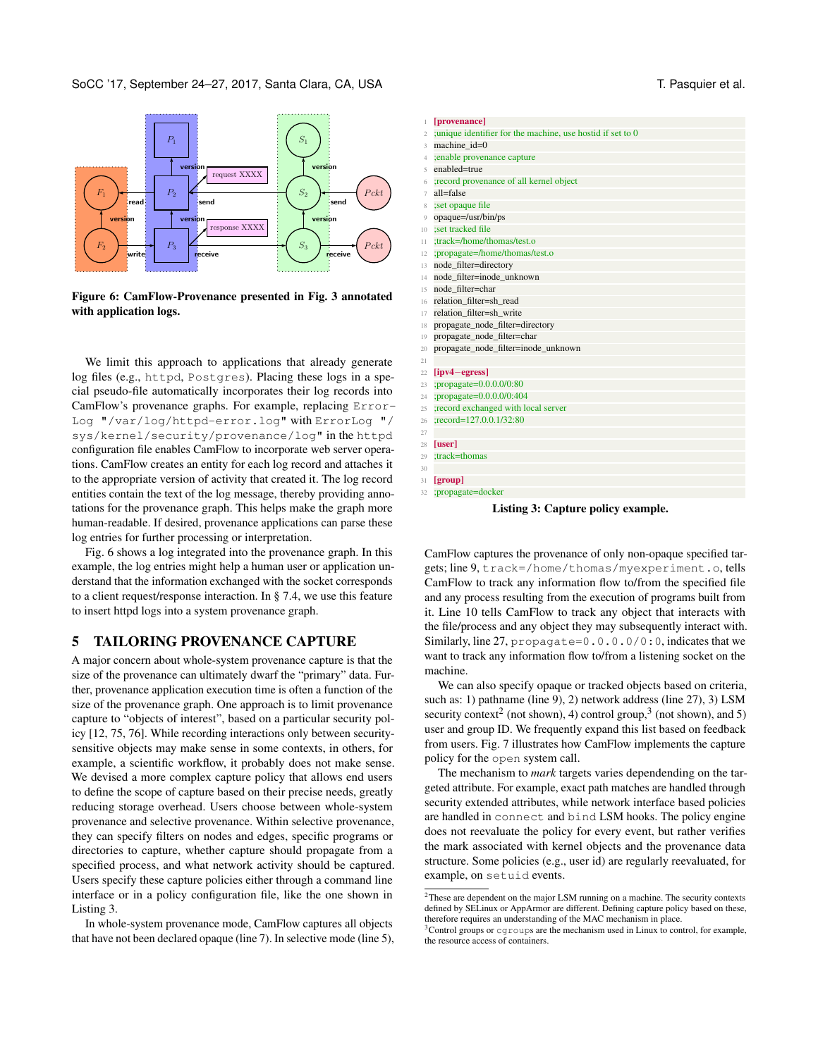Figure 6: CamFlow-Provenance presented in Fig. 3 annotated with application logs.

We limit this approach to applications that already generate log files (e.g., `httpd`, `Postgres`). Placing these logs in a special pseudo-file automatically incorporates their log records into CamFlow's provenance graphs. For example, replacing `ErrorLog "/var/log/httpd-error.log"` with `ErrorLog "/sys/kernel/security/provenance/log"` in the `httpd` configuration file enables CamFlow to incorporate web server operations. CamFlow creates an entity for each log record and attaches it to the appropriate version of activity that created it. The log record entities contain the text of the log message, thereby providing annotations for the provenance graph. This helps make the graph more human-readable. If desired, provenance applications can parse these log entries for further processing or interpretation.

Fig. 6 shows a log integrated into the provenance graph. In this example, the log entries might help a human user or application understand that the information exchanged with the socket corresponds to a client request/response interaction. In § 7.4, we use this feature to insert httpd logs into a system provenance graph.

## 5 TAILORING PROVENANCE CAPTURE

A major concern about whole-system provenance capture is that the size of the provenance can ultimately dwarf the "primary" data. Further, provenance application execution time is often a function of the size of the provenance graph. One approach is to limit provenance capture to "objects of interest", based on a particular security policy [12, 75, 76]. While recording interactions only between security-sensitive objects may make sense in some contexts, in others, for example, a scientific workflow, it probably does not make sense. We devised a more complex capture policy that allows end users to define the scope of capture based on their precise needs, greatly reducing storage overhead. Users choose between whole-system provenance and selective provenance. Within selective provenance, they can specify filters on nodes and edges, specific programs or directories to capture, whether capture should propagate from a specified process, and what network activity should be captured. Users specify these capture policies either through a command line interface or in a policy configuration file, like the one shown in Listing 3.

In whole-system provenance mode, CamFlow captures all objects that have not been declared opaque (line 7). In selective mode (line 5),

```
1  [provenance]
2  ;unique identifier for the machine, use hostid if set to 0
3  machine_id=0
4  ;enable provenance capture
5  enabled=true
6  ;record provenance of all kernel object
7  all=false
8  ;set opaque file
9  opaque=/usr/bin/ps
10 ;set tracked file
11 ;track=/home/thomas/test.o
12 ;propagate=/home/thomas/test.o
13 node_filter=directory
14 node_filter=inode_unknown
15 node_filter=char
16 relation_filter=sh_read
17 relation_filter=sh_write
18 propagate_node_filter=directory
19 propagate_node_filter=char
20 propagate_node_filter=inode_unknown
21
22 [ipv4−egress]
23 ;propagate=0.0.0.0/0:80
24 ;propagate=0.0.0.0/0:404
25 ;record exchanged with local server
26 ;record=127.0.0.1/32:80
27
28 [user]
29 ;track=thomas
30
31 [group]
32 ;propagate=docker
```

Listing 3: Capture policy example.

CamFlow captures the provenance of only non-opaque specified targets; line 9, `track=/home/thomas/myexperiment.o`, tells CamFlow to track any information flow to/from the specified file and any process resulting from the execution of programs built from it. Line 10 tells CamFlow to track any object that interacts with the file/process and any object they may subsequently interact with. Similarly, line 27, `propagate=0.0.0.0/0:0`, indicates that we want to track any information flow to/from a listening socket on the machine.

We can also specify opaque or tracked objects based on criteria, such as: 1) pathname (line 9), 2) network address (line 27), 3) LSM security context[2] (not shown), 4) control group,[3] (not shown), and 5) user and group ID. We frequently expand this list based on feedback from users. Fig. 7 illustrates how CamFlow implements the capture policy for the `open` system call.

The mechanism to *mark* targets varies dependending on the targeted attribute. For example, exact path matches are handled through security extended attributes, while network interface based policies are handled in `connect` and `bind` LSM hooks. The policy engine does not reevaluate the policy for every event, but rather verifies the mark associated with kernel objects and the provenance data structure. Some policies (e.g., user id) are regularly reevaluated, for example, on `setuid` events.

[2]These are dependent on the major LSM running on a machine. The security contexts defined by SELinux or AppArmor are different. Defining capture policy based on these, therefore requires an understanding of the MAC mechanism in place.

[3]Control groups or `cgroups` are the mechanism used in Linux to control, for example, the resource access of containers.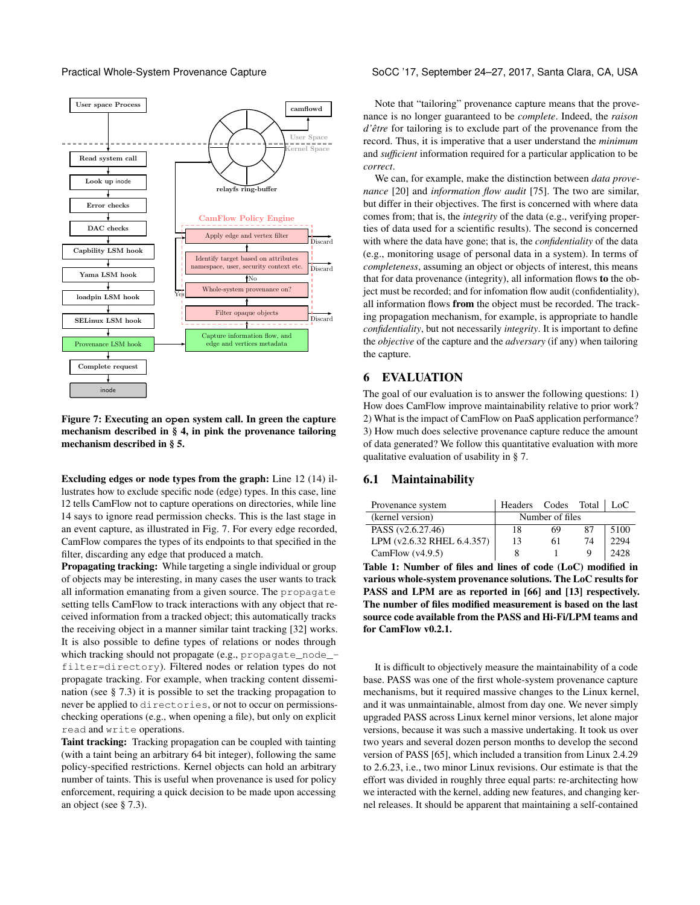Figure 7: Executing an `open` system call. In green the capture mechanism described in § 4, in pink the provenance tailoring mechanism described in § 5.

**Excluding edges or node types from the graph:** Line 12 (14) illustrates how to exclude specific node (edge) types. In this case, line 12 tells CamFlow not to capture operations on directories, while line 14 says to ignore read permission checks. This is the last stage in an event capture, as illustrated in Fig. 7. For every edge recorded, CamFlow compares the types of its endpoints to that specified in the filter, discarding any edge that produced a match.

**Propagating tracking:** While targeting a single individual or group of objects may be interesting, in many cases the user wants to track all information emanating from a given source. The `propagate` setting tells CamFlow to track interactions with any object that received information from a tracked object; this automatically tracks the receiving object in a manner similar taint tracking [32] works. It is also possible to define types of relations or nodes through which tracking should not propagate (e.g., `propagate_node_filter=directory`). Filtered nodes or relation types do not propagate tracking. For example, when tracking content dissemination (see § 7.3) it is possible to set the tracking propagation to never be applied to `directories`, or not to occur on permissions-checking operations (e.g., when opening a file), but only on explicit `read` and `write` operations.

**Taint tracking:** Tracking propagation can be coupled with tainting (with a taint being an arbitrary 64 bit integer), following the same policy-specified restrictions. Kernel objects can hold an arbitrary number of taints. This is useful when provenance is used for policy enforcement, requiring a quick decision to be made upon accessing an object (see § 7.3).

Note that "tailoring" provenance capture means that the provenance is no longer guaranteed to be *complete*. Indeed, the *raison d'être* for tailoring is to exclude part of the provenance from the record. Thus, it is imperative that a user understand the *minimum* and *sufficient* information required for a particular application to be *correct*.

We can, for example, make the distinction between *data provenance* [20] and *information flow audit* [75]. The two are similar, but differ in their objectives. The first is concerned with where data comes from; that is, the *integrity* of the data (e.g., verifying properties of data used for a scientific results). The second is concerned with where the data have gone; that is, the *confidentiality* of the data (e.g., monitoring usage of personal data in a system). In terms of *completeness*, assuming an object or objects of interest, this means that for data provenance (integrity), all information flows **to** the object must be recorded; and for infomation flow audit (confidentiality), all information flows **from** the object must be recorded. The tracking propagation mechanism, for example, is appropriate to handle *confidentiality*, but not necessarily *integrity*. It is important to define the *objective* of the capture and the *adversary* (if any) when tailoring the capture.

## 6 EVALUATION

The goal of our evaluation is to answer the following questions: 1) How does CamFlow improve maintainability relative to prior work? 2) What is the impact of CamFlow on PaaS application performance? 3) How much does selective provenance capture reduce the amount of data generated? We follow this quantitative evaluation with more qualitative evaluation of usability in § 7.

### 6.1 Maintainability

| Provenance system | Headers | Codes | Total | LoC |
|---|---|---|---|---|
| (kernel version) | Number of files | | | |
| PASS (v2.6.27.46) | 18 | 69 | 87 | 5100 |
| LPM (v2.6.32 RHEL 6.4.357) | 13 | 61 | 74 | 2294 |
| CamFlow (v4.9.5) | 8 | 1 | 9 | 2428 |

**Table 1: Number of files and lines of code (LoC) modified in various whole-system provenance solutions. The LoC results for PASS and LPM are as reported in [66] and [13] respectively. The number of files modified measurement is based on the last source code available from the PASS and Hi-Fi/LPM teams and for CamFlow v0.2.1.**

It is difficult to objectively measure the maintainability of a code base. PASS was one of the first whole-system provenance capture mechanisms, but it required massive changes to the Linux kernel, and it was unmaintainable, almost from day one. We never simply upgraded PASS across Linux kernel minor versions, let alone major versions, because it was such a massive undertaking. It took us over two years and several dozen person months to develop the second version of PASS [65], which included a transition from Linux 2.4.29 to 2.6.23, i.e., two minor Linux revisions. Our estimate is that the effort was divided in roughly three equal parts: re-architecting how we interacted with the kernel, adding new features, and changing kernel releases. It should be apparent that maintaining a self-contained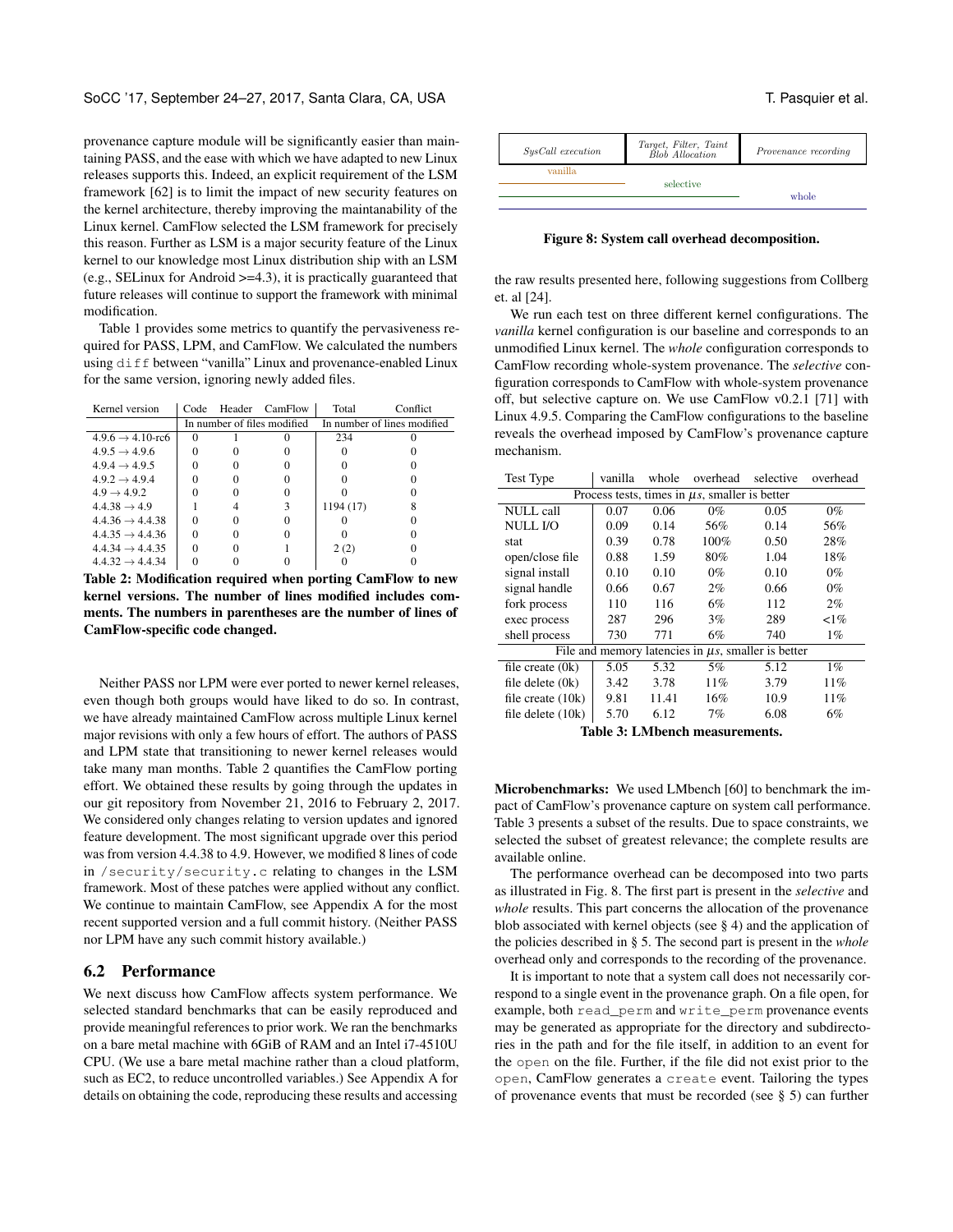provenance capture module will be significantly easier than maintaining PASS, and the ease with which we have adapted to new Linux releases supports this. Indeed, an explicit requirement of the LSM framework [62] is to limit the impact of new security features on the kernel architecture, thereby improving the maintanability of the Linux kernel. CamFlow selected the LSM framework for precisely this reason. Further as LSM is a major security feature of the Linux kernel to our knowledge most Linux distribution ship with an LSM (e.g., SELinux for Android >=4.3), it is practically guaranteed that future releases will continue to support the framework with minimal modification.

Table 1 provides some metrics to quantify the pervasiveness required for PASS, LPM, and CamFlow. We calculated the numbers using `diff` between "vanilla" Linux and provenance-enabled Linux for the same version, ignoring newly added files.

| Kernel version | Code | Header | CamFlow | Total | Conflict |
|---|---|---|---|---|---|
| | In number of files modified | | | In number of lines modified | |
| 4.9.6 → 4.10-rc6 | 0 | 1 | 0 | 234 | 0 |
| 4.9.5 → 4.9.6 | 0 | 0 | 0 | 0 | 0 |
| 4.9.4 → 4.9.5 | 0 | 0 | 0 | 0 | 0 |
| 4.9.2 → 4.9.4 | 0 | 0 | 0 | 0 | 0 |
| 4.9 → 4.9.2 | 0 | 0 | 0 | 0 | 0 |
| 4.4.38 → 4.9 | 1 | 4 | 3 | 1194 (17) | 8 |
| 4.4.36 → 4.4.38 | 0 | 0 | 0 | 0 | 0 |
| 4.4.35 → 4.4.36 | 0 | 0 | 0 | 0 | 0 |
| 4.4.34 → 4.4.35 | 0 | 0 | 1 | 2 (2) | 0 |
| 4.4.32 → 4.4.34 | 0 | 0 | 0 | 0 | 0 |

**Table 2: Modification required when porting CamFlow to new kernel versions. The number of lines modified includes comments. The numbers in parentheses are the number of lines of CamFlow-specific code changed.**

Neither PASS nor LPM were ever ported to newer kernel releases, even though both groups would have liked to do so. In contrast, we have already maintained CamFlow across multiple Linux kernel major revisions with only a few hours of effort. The authors of PASS and LPM state that transitioning to newer kernel releases would take many man months. Table 2 quantifies the CamFlow porting effort. We obtained these results by going through the updates in our git repository from November 21, 2016 to February 2, 2017. We considered only changes relating to version updates and ignored feature development. The most significant upgrade over this period was from version 4.4.38 to 4.9. However, we modified 8 lines of code in `/security/security.c` relating to changes in the LSM framework. Most of these patches were applied without any conflict. We continue to maintain CamFlow, see Appendix A for the most recent supported version and a full commit history. (Neither PASS nor LPM have any such commit history available.)

## 6.2 Performance

We next discuss how CamFlow affects system performance. We selected standard benchmarks that can be easily reproduced and provide meaningful references to prior work. We ran the benchmarks on a bare metal machine with 6GiB of RAM and an Intel i7-4510U CPU. (We use a bare metal machine rather than a cloud platform, such as EC2, to reduce uncontrolled variables.) See Appendix A for details on obtaining the code, reproducing these results and accessing the raw results presented here, following suggestions from Collberg et. al [24].

| *SysCall execution* | *Target, Filter, Taint Blob Allocation* | *Provenance recording* |
|---|---|---|
| vanilla | | |
| selective | selective | |
| whole | whole | whole |

**Figure 8: System call overhead decomposition.**

We run each test on three different kernel configurations. The *vanilla* kernel configuration is our baseline and corresponds to an unmodified Linux kernel. The *whole* configuration corresponds to CamFlow recording whole-system provenance. The *selective* configuration corresponds to CamFlow with whole-system provenance off, but selective capture on. We use CamFlow v0.2.1 [71] with Linux 4.9.5. Comparing the CamFlow configurations to the baseline reveals the overhead imposed by CamFlow's provenance capture mechanism.

| Test Type | vanilla | whole | overhead | selective | overhead |
|---|---|---|---|---|---|
| Process tests, times in $\mu s$, smaller is better | | | | | |
| NULL call | 0.07 | 0.06 | 0% | 0.05 | 0% |
| NULL I/O | 0.09 | 0.14 | 56% | 0.14 | 56% |
| stat | 0.39 | 0.78 | 100% | 0.50 | 28% |
| open/close file | 0.88 | 1.59 | 80% | 1.04 | 18% |
| signal install | 0.10 | 0.10 | 0% | 0.10 | 0% |
| signal handle | 0.66 | 0.67 | 2% | 0.66 | 0% |
| fork process | 110 | 116 | 6% | 112 | 2% |
| exec process | 287 | 296 | 3% | 289 | <1% |
| shell process | 730 | 771 | 6% | 740 | 1% |
| File and memory latencies in $\mu s$, smaller is better | | | | | |
| file create (0k) | 5.05 | 5.32 | 5% | 5.12 | 1% |
| file delete (0k) | 3.42 | 3.78 | 11% | 3.79 | 11% |
| file create (10k) | 9.81 | 11.41 | 16% | 10.9 | 11% |
| file delete (10k) | 5.70 | 6.12 | 7% | 6.08 | 6% |

**Table 3: LMbench measurements.**

**Microbenchmarks:** We used LMbench [60] to benchmark the impact of CamFlow's provenance capture on system call performance. Table 3 presents a subset of the results. Due to space constraints, we selected the subset of greatest relevance; the complete results are available online.

The performance overhead can be decomposed into two parts as illustrated in Fig. 8. The first part is present in the *selective* and *whole* results. This part concerns the allocation of the provenance blob associated with kernel objects (see § 4) and the application of the policies described in § 5. The second part is present in the *whole* overhead only and corresponds to the recording of the provenance.

It is important to note that a system call does not necessarily correspond to a single event in the provenance graph. On a file open, for example, both `read_perm` and `write_perm` provenance events may be generated as appropriate for the directory and subdirectories in the path and for the file itself, in addition to an event for the `open` on the file. Further, if the file did not exist prior to the `open`, CamFlow generates a `create` event. Tailoring the types of provenance events that must be recorded (see § 5) can further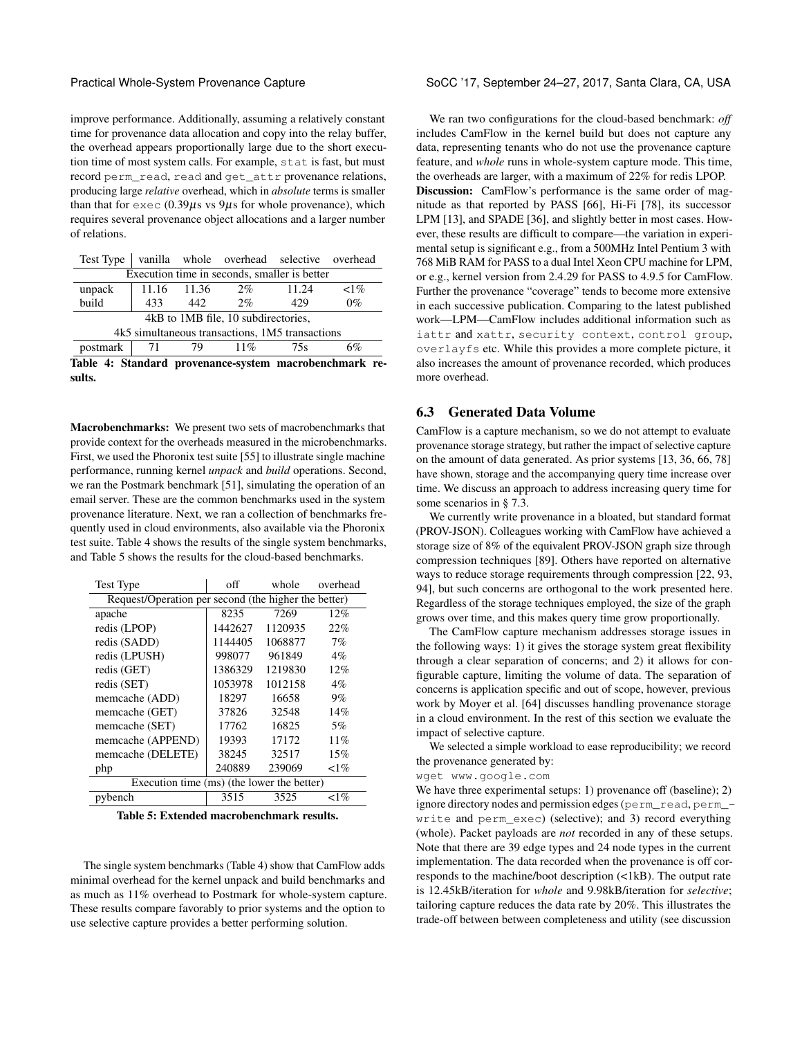improve performance. Additionally, assuming a relatively constant time for provenance data allocation and copy into the relay buffer, the overhead appears proportionally large due to the short execution time of most system calls. For example, `stat` is fast, but must record `perm_read`, `read` and `get_attr` provenance relations, producing large *relative* overhead, which in *absolute* terms is smaller than that for `exec` (0.39$\mu$s vs 9$\mu$s for whole provenance), which requires several provenance object allocations and a larger number of relations.

| Test Type | vanilla | whole | overhead | selective | overhead |
|---|---|---|---|---|---|
| Execution time in seconds, smaller is better | | | | | |
| unpack | 11.16 | 11.36 | 2% | 11.24 | <1% |
| build | 433 | 442 | 2% | 429 | 0% |
| 4kB to 1MB file, 10 subdirectories, 4k5 simultaneous transactions, 1M5 transactions | | | | | |
| postmark | 71 | 79 | 11% | 75s | 6% |

**Table 4: Standard provenance-system macrobenchmark results.**

**Macrobenchmarks:** We present two sets of macrobenchmarks that provide context for the overheads measured in the microbenchmarks. First, we used the Phoronix test suite [55] to illustrate single machine performance, running kernel *unpack* and *build* operations. Second, we ran the Postmark benchmark [51], simulating the operation of an email server. These are the common benchmarks used in the system provenance literature. Next, we ran a collection of benchmarks frequently used in cloud environments, also available via the Phoronix test suite. Table 4 shows the results of the single system benchmarks, and Table 5 shows the results for the cloud-based benchmarks.

| Test Type | off | whole | overhead |
|---|---|---|---|
| Request/Operation per second (the higher the better) | | | |
| apache | 8235 | 7269 | 12% |
| redis (LPOP) | 1442627 | 1120935 | 22% |
| redis (SADD) | 1144405 | 1068877 | 7% |
| redis (LPUSH) | 998077 | 961849 | 4% |
| redis (GET) | 1386329 | 1219830 | 12% |
| redis (SET) | 1053978 | 1012158 | 4% |
| memcache (ADD) | 18297 | 16658 | 9% |
| memcache (GET) | 37826 | 32548 | 14% |
| memcache (SET) | 17762 | 16825 | 5% |
| memcache (APPEND) | 19393 | 17172 | 11% |
| memcache (DELETE) | 38245 | 32517 | 15% |
| php | 240889 | 239069 | <1% |
| Execution time (ms) (the lower the better) | | | |
| pybench | 3515 | 3525 | <1% |

**Table 5: Extended macrobenchmark results.**

The single system benchmarks (Table 4) show that CamFlow adds minimal overhead for the kernel unpack and build benchmarks and as much as 11% overhead to Postmark for whole-system capture. These results compare favorably to prior systems and the option to use selective capture provides a better performing solution.

We ran two configurations for the cloud-based benchmark: *off* includes CamFlow in the kernel build but does not capture any data, representing tenants who do not use the provenance capture feature, and *whole* runs in whole-system capture mode. This time, the overheads are larger, with a maximum of 22% for redis LPOP.

**Discussion:** CamFlow's performance is the same order of magnitude as that reported by PASS [66], Hi-Fi [78], its successor LPM [13], and SPADE [36], and slightly better in most cases. However, these results are difficult to compare—the variation in experimental setup is significant e.g., from a 500MHz Intel Pentium 3 with 768 MiB RAM for PASS to a dual Intel Xeon CPU machine for LPM, or e.g., kernel version from 2.4.29 for PASS to 4.9.5 for CamFlow. Further the provenance "coverage" tends to become more extensive in each successive publication. Comparing to the latest published work—LPM—CamFlow includes additional information such as `iattr` and `xattr`, `security context`, `control group`, `overlayfs` etc. While this provides a more complete picture, it also increases the amount of provenance recorded, which produces more overhead.

## 6.3 Generated Data Volume

CamFlow is a capture mechanism, so we do not attempt to evaluate provenance storage strategy, but rather the impact of selective capture on the amount of data generated. As prior systems [13, 36, 66, 78] have shown, storage and the accompanying query time increase over time. We discuss an approach to address increasing query time for some scenarios in § 7.3.

We currently write provenance in a bloated, but standard format (PROV-JSON). Colleagues working with CamFlow have achieved a storage size of 8% of the equivalent PROV-JSON graph size through compression techniques [89]. Others have reported on alternative ways to reduce storage requirements through compression [22, 93, 94], but such concerns are orthogonal to the work presented here. Regardless of the storage techniques employed, the size of the graph grows over time, and this makes query time grow proportionally.

The CamFlow capture mechanism addresses storage issues in the following ways: 1) it gives the storage system great flexibility through a clear separation of concerns; and 2) it allows for configurable capture, limiting the volume of data. The separation of concerns is application specific and out of scope, however, previous work by Moyer et al. [64] discusses handling provenance storage in a cloud environment. In the rest of this section we evaluate the impact of selective capture.

We selected a simple workload to ease reproducibility; we record the provenance generated by:

`wget www.google.com`

We have three experimental setups: 1) provenance off (baseline); 2) ignore directory nodes and permission edges (`perm_read`, `perm_write` and `perm_exec`) (selective); and 3) record everything (whole). Packet payloads are *not* recorded in any of these setups. Note that there are 39 edge types and 24 node types in the current implementation. The data recorded when the provenance is off corresponds to the machine/boot description (<1kB). The output rate is 12.45kB/iteration for *whole* and 9.98kB/iteration for *selective*; tailoring capture reduces the data rate by 20%. This illustrates the trade-off between between completeness and utility (see discussion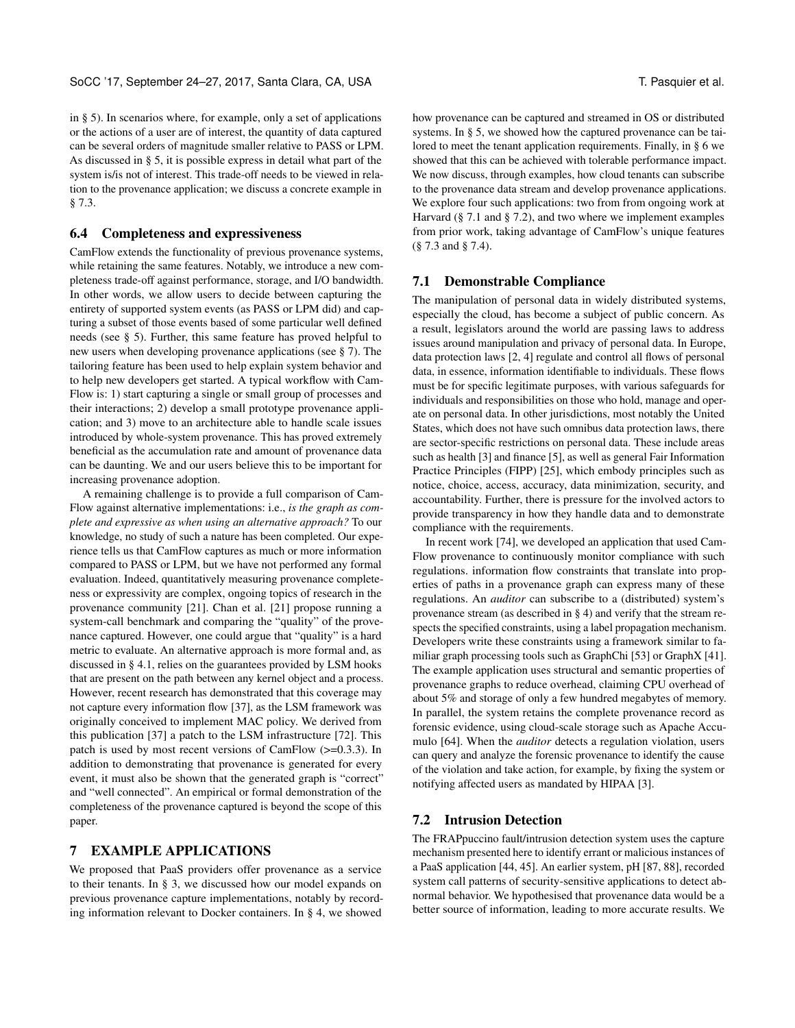in § 5). In scenarios where, for example, only a set of applications or the actions of a user are of interest, the quantity of data captured can be several orders of magnitude smaller relative to PASS or LPM. As discussed in § 5, it is possible express in detail what part of the system is/is not of interest. This trade-off needs to be viewed in relation to the provenance application; we discuss a concrete example in § 7.3.

### 6.4 Completeness and expressiveness

CamFlow extends the functionality of previous provenance systems, while retaining the same features. Notably, we introduce a new completeness trade-off against performance, storage, and I/O bandwidth. In other words, we allow users to decide between capturing the entirety of supported system events (as PASS or LPM did) and capturing a subset of those events based on some particular well defined needs (see § 5). Further, this same feature has proved helpful to new users when developing provenance applications (see § 7). The tailoring feature has been used to help explain system behavior and to help new developers get started. A typical workflow with CamFlow is: 1) start capturing a single or small group of processes and their interactions; 2) develop a small prototype provenance application; and 3) move to an architecture able to handle scale issues introduced by whole-system provenance. This has proved extremely beneficial as the accumulation rate and amount of provenance data can be daunting. We and our users believe this to be important for increasing provenance adoption.

A remaining challenge is to provide a full comparison of CamFlow against alternative implementations: i.e., *is the graph as complete and expressive as when using an alternative approach?* To our knowledge, no study of such a nature has been completed. Our experience tells us that CamFlow captures as much or more information compared to PASS or LPM, but we have not performed any formal evaluation. Indeed, quantitatively measuring provenance completeness or expressivity are complex, ongoing topics of research in the provenance community [21]. Chan et al. [21] propose running a system-call benchmark and comparing the "quality" of the provenance captured. However, one could argue that "quality" is a hard metric to evaluate. An alternative approach is more formal and, as discussed in § 4.1, relies on the guarantees provided by LSM hooks that are present on the path between any kernel object and a process. However, recent research has demonstrated that this coverage may not capture every information flow [37], as the LSM framework was originally conceived to implement MAC policy. We derived from this publication [37] a patch to the LSM infrastructure [72]. This patch is used by most recent versions of CamFlow (>=0.3.3). In addition to demonstrating that provenance is generated for every event, it must also be shown that the generated graph is "correct" and "well connected". An empirical or formal demonstration of the completeness of the provenance captured is beyond the scope of this paper.

## 7 EXAMPLE APPLICATIONS

We proposed that PaaS providers offer provenance as a service to their tenants. In § 3, we discussed how our model expands on previous provenance capture implementations, notably by recording information relevant to Docker containers. In § 4, we showed how provenance can be captured and streamed in OS or distributed systems. In § 5, we showed how the captured provenance can be tailored to meet the tenant application requirements. Finally, in § 6 we showed that this can be achieved with tolerable performance impact. We now discuss, through examples, how cloud tenants can subscribe to the provenance data stream and develop provenance applications. We explore four such applications: two from from ongoing work at Harvard (§ 7.1 and § 7.2), and two where we implement examples from prior work, taking advantage of CamFlow's unique features (§ 7.3 and § 7.4).

### 7.1 Demonstrable Compliance

The manipulation of personal data in widely distributed systems, especially the cloud, has become a subject of public concern. As a result, legislators around the world are passing laws to address issues around manipulation and privacy of personal data. In Europe, data protection laws [2, 4] regulate and control all flows of personal data, in essence, information identifiable to individuals. These flows must be for specific legitimate purposes, with various safeguards for individuals and responsibilities on those who hold, manage and operate on personal data. In other jurisdictions, most notably the United States, which does not have such omnibus data protection laws, there are sector-specific restrictions on personal data. These include areas such as health [3] and finance [5], as well as general Fair Information Practice Principles (FIPP) [25], which embody principles such as notice, choice, access, accuracy, data minimization, security, and accountability. Further, there is pressure for the involved actors to provide transparency in how they handle data and to demonstrate compliance with the requirements.

In recent work [74], we developed an application that used CamFlow provenance to continuously monitor compliance with such regulations. information flow constraints that translate into properties of paths in a provenance graph can express many of these regulations. An *auditor* can subscribe to a (distributed) system's provenance stream (as described in § 4) and verify that the stream respects the specified constraints, using a label propagation mechanism. Developers write these constraints using a framework similar to familiar graph processing tools such as GraphChi [53] or GraphX [41]. The example application uses structural and semantic properties of provenance graphs to reduce overhead, claiming CPU overhead of about 5% and storage of only a few hundred megabytes of memory. In parallel, the system retains the complete provenance record as forensic evidence, using cloud-scale storage such as Apache Accumulo [64]. When the *auditor* detects a regulation violation, users can query and analyze the forensic provenance to identify the cause of the violation and take action, for example, by fixing the system or notifying affected users as mandated by HIPAA [3].

### 7.2 Intrusion Detection

The FRAPpuccino fault/intrusion detection system uses the capture mechanism presented here to identify errant or malicious instances of a PaaS application [44, 45]. An earlier system, pH [87, 88], recorded system call patterns of security-sensitive applications to detect abnormal behavior. We hypothesised that provenance data would be a better source of information, leading to more accurate results. We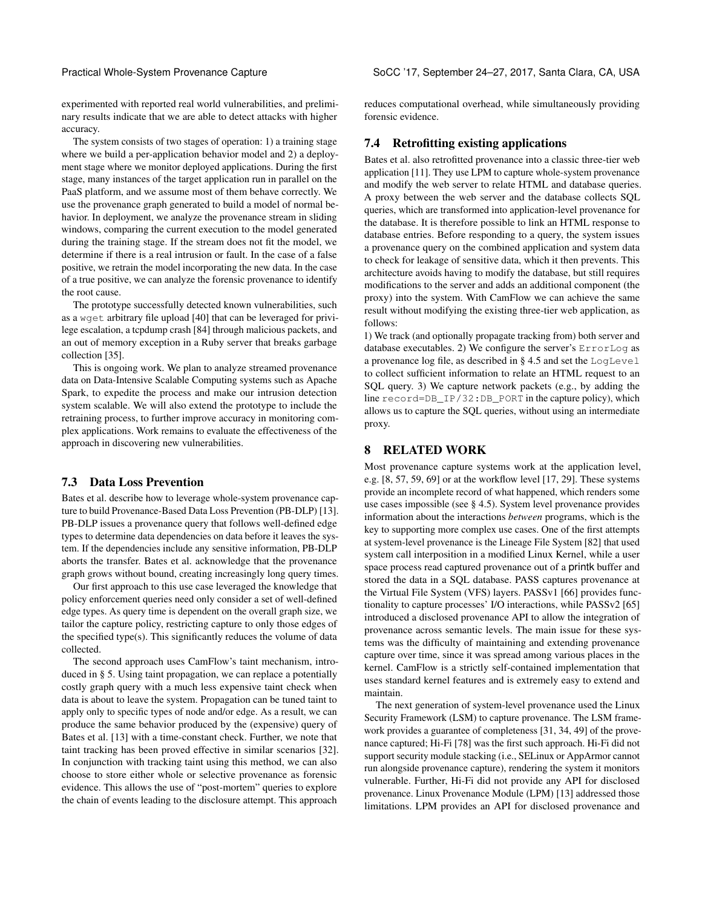experimented with reported real world vulnerabilities, and preliminary results indicate that we are able to detect attacks with higher accuracy.

The system consists of two stages of operation: 1) a training stage where we build a per-application behavior model and 2) a deployment stage where we monitor deployed applications. During the first stage, many instances of the target application run in parallel on the PaaS platform, and we assume most of them behave correctly. We use the provenance graph generated to build a model of normal behavior. In deployment, we analyze the provenance stream in sliding windows, comparing the current execution to the model generated during the training stage. If the stream does not fit the model, we determine if there is a real intrusion or fault. In the case of a false positive, we retrain the model incorporating the new data. In the case of a true positive, we can analyze the forensic provenance to identify the root cause.

The prototype successfully detected known vulnerabilities, such as a `wget` arbitrary file upload [40] that can be leveraged for privilege escalation, a tcpdump crash [84] through malicious packets, and an out of memory exception in a Ruby server that breaks garbage collection [35].

This is ongoing work. We plan to analyze streamed provenance data on Data-Intensive Scalable Computing systems such as Apache Spark, to expedite the process and make our intrusion detection system scalable. We will also extend the prototype to include the retraining process, to further improve accuracy in monitoring complex applications. Work remains to evaluate the effectiveness of the approach in discovering new vulnerabilities.

### 7.3 Data Loss Prevention

Bates et al. describe how to leverage whole-system provenance capture to build Provenance-Based Data Loss Prevention (PB-DLP) [13]. PB-DLP issues a provenance query that follows well-defined edge types to determine data dependencies on data before it leaves the system. If the dependencies include any sensitive information, PB-DLP aborts the transfer. Bates et al. acknowledge that the provenance graph grows without bound, creating increasingly long query times.

Our first approach to this use case leveraged the knowledge that policy enforcement queries need only consider a set of well-defined edge types. As query time is dependent on the overall graph size, we tailor the capture policy, restricting capture to only those edges of the specified type(s). This significantly reduces the volume of data collected.

The second approach uses CamFlow's taint mechanism, introduced in § 5. Using taint propagation, we can replace a potentially costly graph query with a much less expensive taint check when data is about to leave the system. Propagation can be tuned taint to apply only to specific types of node and/or edge. As a result, we can produce the same behavior produced by the (expensive) query of Bates et al. [13] with a time-constant check. Further, we note that taint tracking has been proved effective in similar scenarios [32]. In conjunction with tracking taint using this method, we can also choose to store either whole or selective provenance as forensic evidence. This allows the use of "post-mortem" queries to explore the chain of events leading to the disclosure attempt. This approach reduces computational overhead, while simultaneously providing forensic evidence.

### 7.4 Retrofitting existing applications

Bates et al. also retrofitted provenance into a classic three-tier web application [11]. They use LPM to capture whole-system provenance and modify the web server to relate HTML and database queries. A proxy between the web server and the database collects SQL queries, which are transformed into application-level provenance for the database. It is therefore possible to link an HTML response to database entries. Before responding to a query, the system issues a provenance query on the combined application and system data to check for leakage of sensitive data, which it then prevents. This architecture avoids having to modify the database, but still requires modifications to the server and adds an additional component (the proxy) into the system. With CamFlow we can achieve the same result without modifying the existing three-tier web application, as follows:

1) We track (and optionally propagate tracking from) both server and database executables. 2) We configure the server's `ErrorLog` as a provenance log file, as described in § 4.5 and set the `LogLevel` to collect sufficient information to relate an HTML request to an SQL query. 3) We capture network packets (e.g., by adding the line `record=DB_IP/32:DB_PORT` in the capture policy), which allows us to capture the SQL queries, without using an intermediate proxy.

## 8 RELATED WORK

Most provenance capture systems work at the application level, e.g. [8, 57, 59, 69] or at the workflow level [17, 29]. These systems provide an incomplete record of what happened, which renders some use cases impossible (see § 4.5). System level provenance provides information about the interactions *between* programs, which is the key to supporting more complex use cases. One of the first attempts at system-level provenance is the Lineage File System [82] that used system call interposition in a modified Linux Kernel, while a user space process read captured provenance out of a printk buffer and stored the data in a SQL database. PASS captures provenance at the Virtual File System (VFS) layers. PASSv1 [66] provides functionality to capture processes' I/O interactions, while PASSv2 [65] introduced a disclosed provenance API to allow the integration of provenance across semantic levels. The main issue for these systems was the difficulty of maintaining and extending provenance capture over time, since it was spread among various places in the kernel. CamFlow is a strictly self-contained implementation that uses standard kernel features and is extremely easy to extend and maintain.

The next generation of system-level provenance used the Linux Security Framework (LSM) to capture provenance. The LSM framework provides a guarantee of completeness [31, 34, 49] of the provenance captured; Hi-Fi [78] was the first such approach. Hi-Fi did not support security module stacking (i.e., SELinux or AppArmor cannot run alongside provenance capture), rendering the system it monitors vulnerable. Further, Hi-Fi did not provide any API for disclosed provenance. Linux Provenance Module (LPM) [13] addressed those limitations. LPM provides an API for disclosed provenance and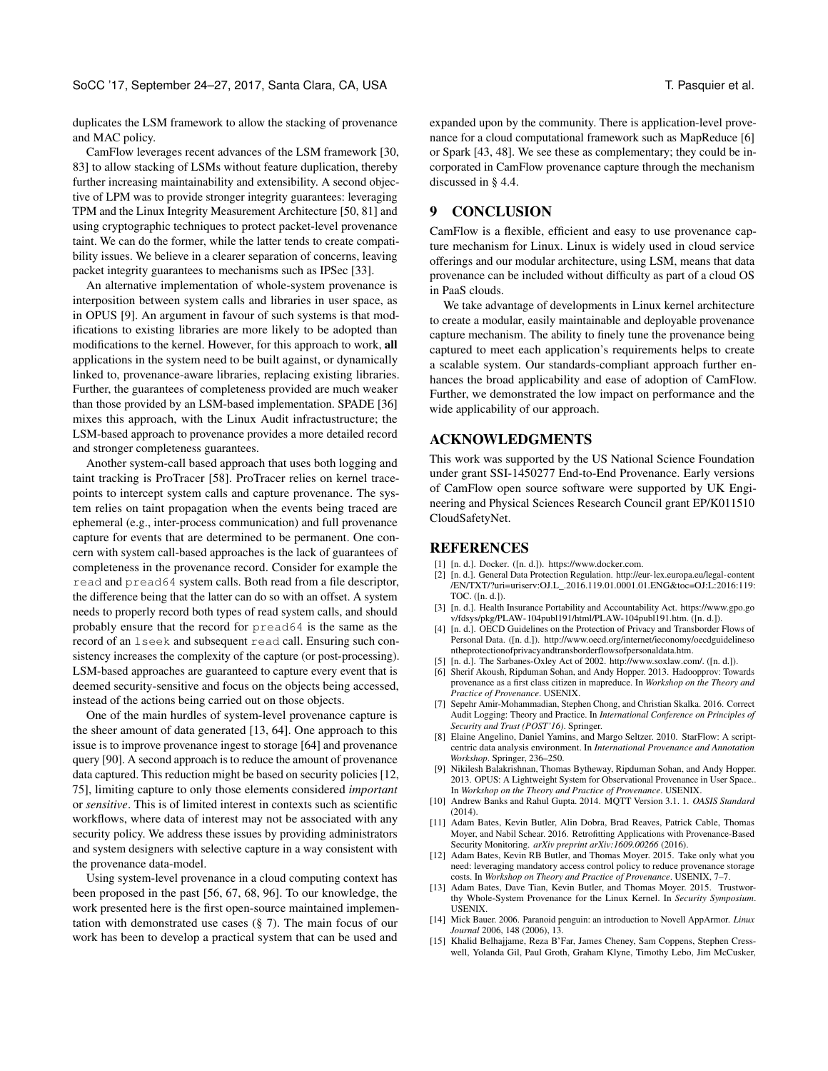duplicates the LSM framework to allow the stacking of provenance and MAC policy.

CamFlow leverages recent advances of the LSM framework [30, 83] to allow stacking of LSMs without feature duplication, thereby further increasing maintainability and extensibility. A second objective of LPM was to provide stronger integrity guarantees: leveraging TPM and the Linux Integrity Measurement Architecture [50, 81] and using cryptographic techniques to protect packet-level provenance taint. We can do the former, while the latter tends to create compatibility issues. We believe in a clearer separation of concerns, leaving packet integrity guarantees to mechanisms such as IPSec [33].

An alternative implementation of whole-system provenance is interposition between system calls and libraries in user space, as in OPUS [9]. An argument in favour of such systems is that modifications to existing libraries are more likely to be adopted than modifications to the kernel. However, for this approach to work, **all** applications in the system need to be built against, or dynamically linked to, provenance-aware libraries, replacing existing libraries. Further, the guarantees of completeness provided are much weaker than those provided by an LSM-based implementation. SPADE [36] mixes this approach, with the Linux Audit infractustructure; the LSM-based approach to provenance provides a more detailed record and stronger completeness guarantees.

Another system-call based approach that uses both logging and taint tracking is ProTracer [58]. ProTracer relies on kernel tracepoints to intercept system calls and capture provenance. The system relies on taint propagation when the events being traced are ephemeral (e.g., inter-process communication) and full provenance capture for events that are determined to be permanent. One concern with system call-based approaches is the lack of guarantees of completeness in the provenance record. Consider for example the `read` and `pread64` system calls. Both read from a file descriptor, the difference being that the latter can do so with an offset. A system needs to properly record both types of read system calls, and should probably ensure that the record for `pread64` is the same as the record of an `lseek` and subsequent `read` call. Ensuring such consistency increases the complexity of the capture (or post-processing). LSM-based approaches are guaranteed to capture every event that is deemed security-sensitive and focus on the objects being accessed, instead of the actions being carried out on those objects.

One of the main hurdles of system-level provenance capture is the sheer amount of data generated [13, 64]. One approach to this issue is to improve provenance ingest to storage [64] and provenance query [90]. A second approach is to reduce the amount of provenance data captured. This reduction might be based on security policies [12, 75], limiting capture to only those elements considered *important* or *sensitive*. This is of limited interest in contexts such as scientific workflows, where data of interest may not be associated with any security policy. We address these issues by providing administrators and system designers with selective capture in a way consistent with the provenance data-model.

Using system-level provenance in a cloud computing context has been proposed in the past [56, 67, 68, 96]. To our knowledge, the work presented here is the first open-source maintained implementation with demonstrated use cases (§ 7). The main focus of our work has been to develop a practical system that can be used and expanded upon by the community. There is application-level provenance for a cloud computational framework such as MapReduce [6] or Spark [43, 48]. We see these as complementary; they could be incorporated in CamFlow provenance capture through the mechanism discussed in § 4.4.

# 9 CONCLUSION

CamFlow is a flexible, efficient and easy to use provenance capture mechanism for Linux. Linux is widely used in cloud service offerings and our modular architecture, using LSM, means that data provenance can be included without difficulty as part of a cloud OS in PaaS clouds.

We take advantage of developments in Linux kernel architecture to create a modular, easily maintainable and deployable provenance capture mechanism. The ability to finely tune the provenance being captured to meet each application's requirements helps to create a scalable system. Our standards-compliant approach further enhances the broad applicability and ease of adoption of CamFlow. Further, we demonstrated the low impact on performance and the wide applicability of our approach.

# ACKNOWLEDGMENTS

This work was supported by the US National Science Foundation under grant SSI-1450277 End-to-End Provenance. Early versions of CamFlow open source software were supported by UK Engineering and Physical Sciences Research Council grant EP/K011510 CloudSafetyNet.

# REFERENCES

[1] [n. d.]. Docker. ([n. d.]). https://www.docker.com.
[2] [n. d.]. General Data Protection Regulation. http://eur-lex.europa.eu/legal-content/EN/TXT/?uri=uriserv:OJ.L_.2016.119.01.0001.01.ENG&toc=OJ:L:2016:119:TOC. ([n. d.]).
[3] [n. d.]. Health Insurance Portability and Accountability Act. https://www.gpo.gov/fdsys/pkg/PLAW-104publ191/html/PLAW-104publ191.htm. ([n. d.]).
[4] [n. d.]. OECD Guidelines on the Protection of Privacy and Transborder Flows of Personal Data. ([n. d.]). http://www.oecd.org/internet/ieconomy/oecdguidelinesontheprotectionofprivacyandtransborderflowsofpersonaldata.htm.
[5] [n. d.]. The Sarbanes-Oxley Act of 2002. http://www.soxlaw.com/. ([n. d.]).
[6] Sherif Akoush, Ripduman Sohan, and Andy Hopper. 2013. Hadoopprov: Towards provenance as a first class citizen in mapreduce. In *Workshop on the Theory and Practice of Provenance*. USENIX.
[7] Sepehr Amir-Mohammadian, Stephen Chong, and Christian Skalka. 2016. Correct Audit Logging: Theory and Practice. In *International Conference on Principles of Security and Trust (POST'16)*. Springer.
[8] Elaine Angelino, Daniel Yamins, and Margo Seltzer. 2010. StarFlow: A script-centric data analysis environment. In *International Provenance and Annotation Workshop*. Springer, 236–250.
[9] Nikilesh Balakrishnan, Thomas Bytheway, Ripduman Sohan, and Andy Hopper. 2013. OPUS: A Lightweight System for Observational Provenance in User Space.. In *Workshop on the Theory and Practice of Provenance*. USENIX.
[10] Andrew Banks and Rahul Gupta. 2014. MQTT Version 3.1. 1. *OASIS Standard* (2014).
[11] Adam Bates, Kevin Butler, Alin Dobra, Brad Reaves, Patrick Cable, Thomas Moyer, and Nabil Schear. 2016. Retrofitting Applications with Provenance-Based Security Monitoring. *arXiv preprint arXiv:1609.00266* (2016).
[12] Adam Bates, Kevin RB Butler, and Thomas Moyer. 2015. Take only what you need: leveraging mandatory access control policy to reduce provenance storage costs. In *Workshop on Theory and Practice of Provenance*. USENIX, 7–7.
[13] Adam Bates, Dave Tian, Kevin Butler, and Thomas Moyer. 2015. Trustworthy Whole-System Provenance for the Linux Kernel. In *Security Symposium*. USENIX.
[14] Mick Bauer. 2006. Paranoid penguin: an introduction to Novell AppArmor. *Linux Journal* 2006, 148 (2006), 13.
[15] Khalid Belhajjame, Reza B'Far, James Cheney, Sam Coppens, Stephen Cresswell, Yolanda Gil, Paul Groth, Graham Klyne, Timothy Lebo, Jim McCusker,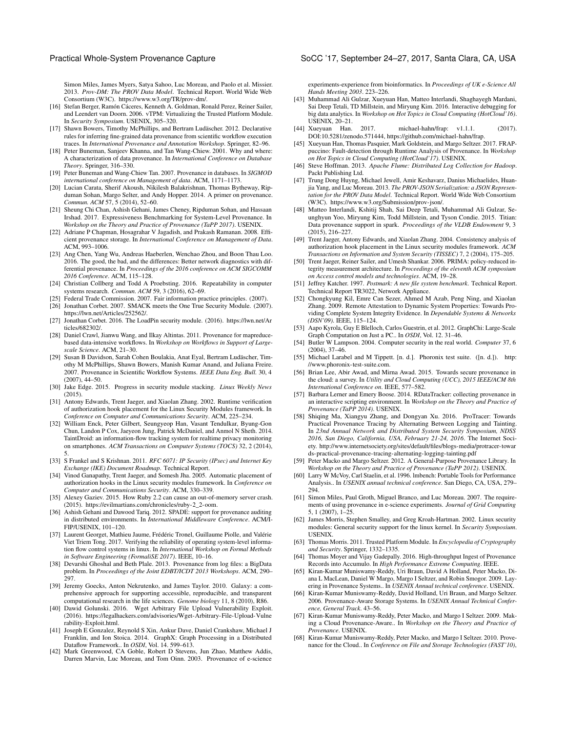Simon Miles, James Myers, Satya Sahoo, Luc Moreau, and Paolo et al. Missier. 2013. *Prov-DM: The PROV Data Model*. Technical Report. World Wide Web Consortium (W3C). https://www.w3.org/TR/prov-dm/.

[16] Stefan Berger, Ramón Cáceres, Kenneth A. Goldman, Ronald Perez, Reiner Sailer, and Leendert van Doorn. 2006. vTPM: Virtualizing the Trusted Platform Module. In *Security Symposium*. USENIX, 305–320.

[17] Shawn Bowers, Timothy McPhillips, and Bertram Ludäscher. 2012. Declarative rules for inferring fine-grained data provenance from scientific workflow execution traces. In *International Provenance and Annotation Workshop*. Springer, 82–96.

[18] Peter Buneman, Sanjeev Khanna, and Tan Wang-Chiew. 2001. Why and where: A characterization of data provenance. In *International Conference on Database Theory*. Springer, 316–330.

[19] Peter Buneman and Wang-Chiew Tan. 2007. Provenance in databases. In *SIGMOD international conference on Management of data*. ACM, 1171–1173.

[20] Lucian Carata, Sherif Akoush, Nikilesh Balakrishnan, Thomas Bytheway, Ripduman Sohan, Margo Selter, and Andy Hopper. 2014. A primer on provenance. *Commun. ACM* 57, 5 (2014), 52–60.

[21] Sheung Chi Chan, Ashish Gehani, James Cheney, Ripduman Sohan, and Hassaan Irshad. 2017. Expressiveness Benchmarking for System-Level Provenance. In *Workshop on the Theory and Practice of Provenance (TaPP 2017)*. USENIX.

[22] Adriane P Chapman, Hosagrahar V Jagadish, and Prakash Ramanan. 2008. Efficient provenance storage. In *International Conference on Management of Data*. ACM, 993–1006.

[23] Ang Chen, Yang Wu, Andreas Haeberlen, Wenchao Zhou, and Boon Thau Loo. 2016. The good, the bad, and the differences: Better network diagnostics with differential provenance. In *Proceedings of the 2016 conference on ACM SIGCOMM 2016 Conference*. ACM, 115–128.

[24] Christian Collberg and Todd A Proebsting. 2016. Repeatability in computer systems research. *Commun. ACM* 59, 3 (2016), 62–69.

[25] Federal Trade Commission. 2007. Fair information practice principles. (2007).

[26] Jonathan Corbet. 2007. SMACK meets the One True Security Module. (2007). https://lwn.net/Articles/252562/.

[27] Jonathan Corbet. 2016. The LoadPin security module. (2016). https://lwn.net/Articles/682302/.

[28] Daniel Crawl, Jianwu Wang, and Ilkay Altintas. 2011. Provenance for mapreduce-based data-intensive workflows. In *Workshop on Workflows in Support of Large-scale Science*. ACM, 21–30.

[29] Susan B Davidson, Sarah Cohen Boulakia, Anat Eyal, Bertram Ludäscher, Timothy M McPhillips, Shawn Bowers, Manish Kumar Anand, and Juliana Freire. 2007. Provenance in Scientific Workflow Systems. *IEEE Data Eng. Bull.* 30, 4 (2007), 44–50.

[30] Jake Edge. 2015. Progress in security module stacking. *Linux Weekly News* (2015).

[31] Antony Edwards, Trent Jaeger, and Xiaolan Zhang. 2002. Runtime verification of authorization hook placement for the Linux Security Modules framework. In *Conference on Computer and Communications Security*. ACM, 225–234.

[32] William Enck, Peter Gilbert, Seungyeop Han, Vasant Tendulkar, Byung-Gon Chun, Landon P Cox, Jaeyeon Jung, Patrick McDaniel, and Anmol N Sheth. 2014. TaintDroid: an information-flow tracking system for realtime privacy monitoring on smartphones. *ACM Transactions on Computer Systems (TOCS)* 32, 2 (2014), 5.

[33] S Frankel and S Krishnan. 2011. *RFC 6071: IP Security (IPsec) and Internet Key Exchange (IKE) Document Roadmap*. Technical Report.

[34] Vinod Ganapathy, Trent Jaeger, and Somesh Jha. 2005. Automatic placement of authorization hooks in the Linux security modules framework. In *Conference on Computer and Communications Security*. ACM, 330–339.

[35] Alexey Gaziev. 2015. How Ruby 2.2 can cause an out-of-memory server crash. (2015). https://evilmartians.com/chronicles/ruby-2_2-oom.

[36] Ashish Gehani and Dawood Tariq. 2012. SPADE: support for provenance auditing in distributed environments. In *International Middleware Conference*. ACM/IFIP/USENIX, 101–120.

[37] Laurent Georget, Mathieu Jaume, Frédéric Tronel, Guillaume Piolle, and Valérie Viet Triem Tong. 2017. Verifying the reliability of operating system-level information flow control systems in linux. In *International Workshop on Formal Methods in Software Engineering (FormaliSE 2017)*. IEEE, 10–16.

[38] Devarshi Ghoshal and Beth Plale. 2013. Provenance from log files: a BigData problem. In *Proceedings of the Joint EDBT/ICDT 2013 Workshops*. ACM, 290–297.

[39] Jeremy Goecks, Anton Nekrutenko, and James Taylor. 2010. Galaxy: a comprehensive approach for supporting accessible, reproducible, and transparent computational research in the life sciences. *Genome biology* 11, 8 (2010), R86.

[40] Dawid Golunski. 2016. Wget Arbitrary File Upload Vulnerability Exploit. (2016). https://legalhackers.com/advisories/Wget-Arbitrary-File-Upload-Vulnerability-Exploit.html.

[41] Joseph E Gonzalez, Reynold S Xin, Ankur Dave, Daniel Crankshaw, Michael J Franklin, and Ion Stoica. 2014. GraphX: Graph Processing in a Distributed Dataflow Framework.. In *OSDI*, Vol. 14. 599–613.

[42] Mark Greenwood, CA Goble, Robert D Stevens, Jun Zhao, Matthew Addis, Darren Marvin, Luc Moreau, and Tom Oinn. 2003. Provenance of e-science experiments-experience from bioinformatics. In *Proceedings of UK e-Science All Hands Meeting 2003*. 223–226.

[43] Muhammad Ali Gulzar, Xueyuan Han, Matteo Interlandi, Shaghayegh Mardani, Sai Deep Tetali, TD Millstein, and Miryung Kim. 2016. Interactive debugging for big data analytics. In *Workshop on Hot Topics in Cloud Computing (HotCloud'16)*. USENIX, 20–21.

[44] Xueyuan Han. 2017. michael-hahn/frap: v1.1.1. (2017). DOI:10.5281/zenodo.571444, https://github.com/michael-hahn/frap.

[45] Xueyuan Han, Thomas Pasquier, Mark Goldstein, and Margo Seltzer. 2017. FRAPpuccino: Fault-detection through Runtime Analysis of Provenance. In *Workshop on Hot Topics in Cloud Computing (HotCloud'17)*. USENIX.

[46] Steve Hoffman. 2013. *Apache Flume: Distributed Log Collection for Hadoop*. Packt Publishing Ltd.

[47] Trung Dong Huying, Michael Jewell, Amir Keshavarz, Danius Michaelides, Huanjia Yang, and Luc Moreau. 2013. *The PROV-JSON Serialization: a JSON Representation for the PROV Data Model*. Technical Report. World Wide Web Consortium (W3C). https://www.w3.org/Submission/prov-json/.

[48] Matteo Interlandi, Kshitij Shah, Sai Deep Tetali, Muhammad Ali Gulzar, Seunghyun Yoo, Miryung Kim, Todd Millstein, and Tyson Condie. 2015. Titian: Data provenance support in spark. *Proceedings of the VLDB Endowment* 9, 3 (2015), 216–227.

[49] Trent Jaeger, Antony Edwards, and Xiaolan Zhang. 2004. Consistency analysis of authorization hook placement in the Linux security modules framework. *ACM Transactions on Information and System Security (TISSEC)* 7, 2 (2004), 175–205.

[50] Trent Jaeger, Reiner Sailer, and Umesh Shankar. 2006. PRIMA: policy-reduced integrity measurement architecture. In *Proceedings of the eleventh ACM symposium on Access control models and technologies*. ACM, 19–28.

[51] Jeffrey Katcher. 1997. *Postmark: A new file system benchmark*. Technical Report. Technical Report TR3022, Network Appliance.

[52] Chongkyung Kil, Emre Can Sezer, Ahmed M Azab, Peng Ning, and Xiaolan Zhang. 2009. Remote Attestation to Dynamic System Properties: Towards Providing Complete System Integrity Evidence. In *Dependable Systems & Networks (DSN'09)*. IEEE, 115–124.

[53] Aapo Kyrola, Guy E Blelloch, Carlos Guestrin, et al. 2012. GraphChi: Large-Scale Graph Computation on Just a PC.. In *OSDI*, Vol. 12. 31–46.

[54] Butler W Lampson. 2004. Computer security in the real world. *Computer* 37, 6 (2004), 37–46.

[55] Michael Larabel and M Tippett. [n. d.]. Phoronix test suite. ([n. d.]). http://www.phoronix-test-suite.com.

[56] Brian Lee, Abir Awad, and Mirna Awad. 2015. Towards secure provenance in the cloud: a survey. In *Utility and Cloud Computing (UCC), 2015 IEEE/ACM 8th International Conference on*. IEEE, 577–582.

[57] Barbara Lerner and Emery Boose. 2014. RDataTracker: collecting provenance in an interactive scripting environment. In *Workshop on the Theory and Practice of Provenance (TaPP 2014)*. USENIX.

[58] Shiqing Ma, Xiangyu Zhang, and Dongyan Xu. 2016. ProTracer: Towards Practical Provenance Tracing by Alternating Between Logging and Tainting. In *23nd Annual Network and Distributed System Security Symposium, NDSS 2016, San Diego, California, USA, February 21-24, 2016*. The Internet Society. http://www.internetsociety.org/sites/default/files/blogs-media/protracer-towards-practical-provenance-tracing-alternating-logging-tainting.pdf

[59] Peter Macko and Margo Seltzer. 2012. A General-Purpose Provenance Library. In *Workshop on the Theory and Practice of Provenance (TaPP 2012)*. USENIX.

[60] Larry W McVoy, Carl Staelin, et al. 1996. lmbench: Portable Tools for Performance Analysis.. In *USENIX annual technical conference*. San Diego, CA, USA, 279–294.

[61] Simon Miles, Paul Groth, Miguel Branco, and Luc Moreau. 2007. The requirements of using provenance in e-science experiments. *Journal of Grid Computing* 5, 1 (2007), 1–25.

[62] James Morris, Stephen Smalley, and Greg Kroah-Hartman. 2002. Linux security modules: General security support for the linux kernel. In *Security Symposium*. USENIX.

[63] Thomas Morris. 2011. Trusted Platform Module. In *Encyclopedia of Cryptography and Security*. Springer, 1332–1335.

[64] Thomas Moyer and Vijay Gadepally. 2016. High-throughput Ingest of Provenance Records into Accumulo. In *High Performance Extreme Computing*. IEEE.

[65] Kiran-Kumar Muniswamy-Reddy, Uri Braun, David A Holland, Peter Macko, Diana L MacLean, Daniel W Margo, Margo I Seltzer, and Robin Smogor. 2009. Layering in Provenance Systems.. In *USENIX Annual technical conference*. USENIX.

[66] Kiran-Kumar Muniswamy-Reddy, David Holland, Uri Braun, and Margo Seltzer. 2006. Provenance-Aware Storage Systems. In *USENIX Annual Technical Conference, General Track*. 43–56.

[67] Kiran-Kumar Muniswamy-Reddy, Peter Macko, and Margo I Seltzer. 2009. Making a Cloud Provenance-Aware.. In *Workshop on the Theory and Practice of Provenance*. USENIX.

[68] Kiran-Kumar Muniswamy-Reddy, Peter Macko, and Margo I Seltzer. 2010. Provenance for the Cloud.. In *Conference on File and Storage Technologies (FAST'10)*,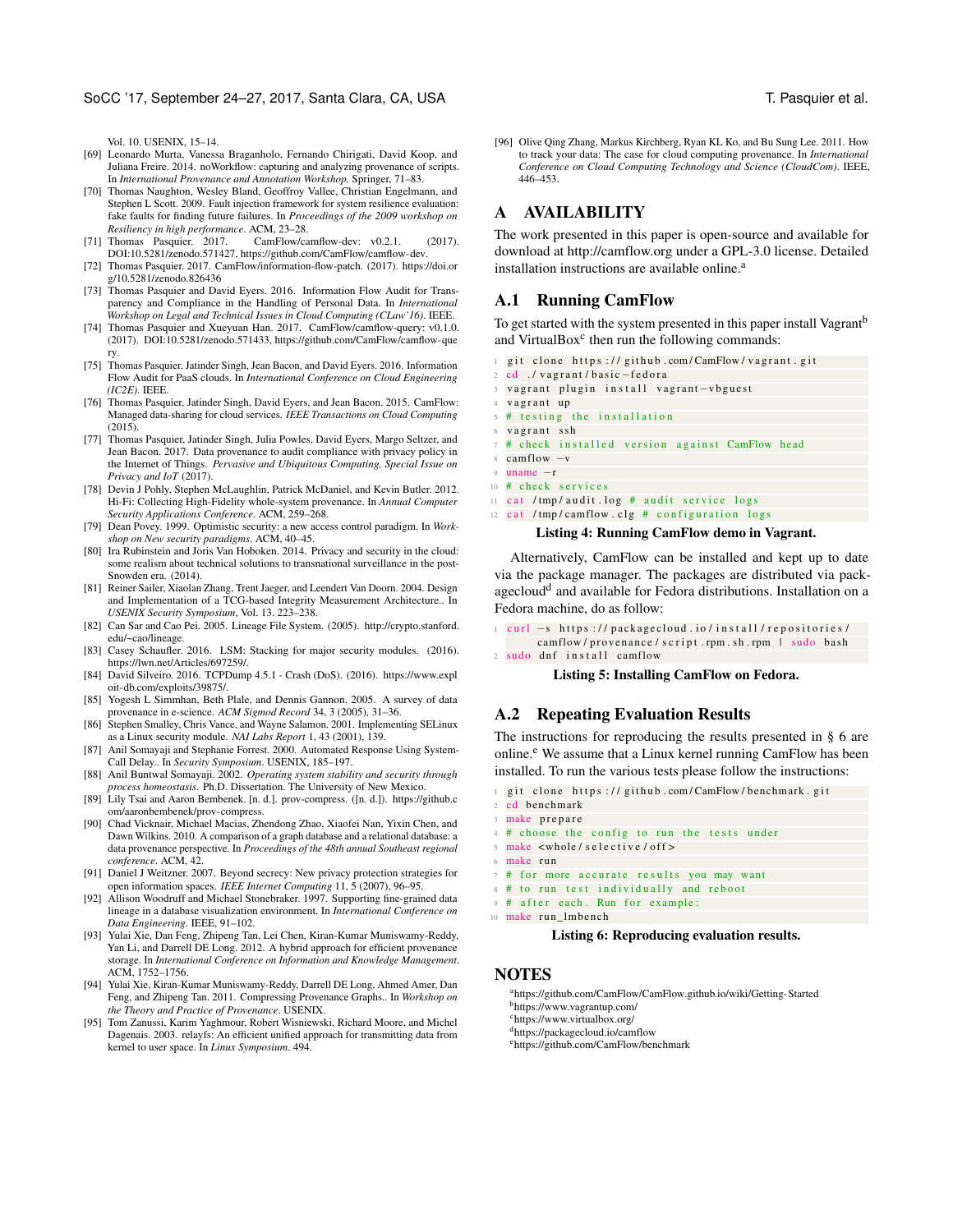Vol. 10. USENIX, 15–14.

[69] Leonardo Murta, Vanessa Braganholo, Fernando Chirigati, David Koop, and Juliana Freire. 2014. noWorkflow: capturing and analyzing provenance of scripts. In *International Provenance and Annotation Workshop*. Springer, 71–83.

[70] Thomas Naughton, Wesley Bland, Geoffroy Vallee, Christian Engelmann, and Stephen L Scott. 2009. Fault injection framework for system resilience evaluation: fake faults for finding future failures. In *Proceedings of the 2009 workshop on Resiliency in high performance*. ACM, 23–28.

[71] Thomas Pasquier. 2017. CamFlow/camflow-dev: v0.2.1. (2017). DOI:10.5281/zenodo.571427, https://github.com/CamFlow/camflow-dev.

[72] Thomas Pasquier. 2017. CamFlow/information-flow-patch. (2017). https://doi.org/10.5281/zenodo.826436

[73] Thomas Pasquier and David Eyers. 2016. Information Flow Audit for Transparency and Compliance in the Handling of Personal Data. In *International Workshop on Legal and Technical Issues in Cloud Computing (CLaw'16)*. IEEE.

[74] Thomas Pasquier and Xueyuan Han. 2017. CamFlow/camflow-query: v0.1.0. (2017). DOI:10.5281/zenodo.571433, https://github.com/CamFlow/camflow-query.

[75] Thomas Pasquier, Jatinder Singh, Jean Bacon, and David Eyers. 2016. Information Flow Audit for PaaS clouds. In *International Conference on Cloud Engineering (IC2E)*. IEEE.

[76] Thomas Pasquier, Jatinder Singh, David Eyers, and Jean Bacon. 2015. CamFlow: Managed data-sharing for cloud services. *IEEE Transactions on Cloud Computing* (2015).

[77] Thomas Pasquier, Jatinder Singh, Julia Powles, David Eyers, Margo Seltzer, and Jean Bacon. 2017. Data provenance to audit compliance with privacy policy in the Internet of Things. *Pervasive and Ubiquitous Computing, Special Issue on Privacy and IoT* (2017).

[78] Devin J Pohly, Stephen McLaughlin, Patrick McDaniel, and Kevin Butler. 2012. Hi-Fi: Collecting High-Fidelity whole-system provenance. In *Annual Computer Security Applications Conference*. ACM, 259–268.

[79] Dean Povey. 1999. Optimistic security: a new access control paradigm. In *Workshop on New security paradigms*. ACM, 40–45.

[80] Ira Rubinstein and Joris Van Hoboken. 2014. Privacy and security in the cloud: some realism about technical solutions to transnational surveillance in the post-Snowden era. (2014).

[81] Reiner Sailer, Xiaolan Zhang, Trent Jaeger, and Leendert Van Doorn. 2004. Design and Implementation of a TCG-based Integrity Measurement Architecture.. In *USENIX Security Symposium*, Vol. 13. 223–238.

[82] Can Sar and Cao Pei. 2005. Lineage File System. (2005). http://crypto.stanford.edu/~cao/lineage.

[83] Casey Schaufler. 2016. LSM: Stacking for major security modules. (2016). https://lwn.net/Articles/697259/.

[84] David Silveiro. 2016. TCPDump 4.5.1 - Crash (DoS). (2016). https://www.exploit-db.com/exploits/39875/.

[85] Yogesh L Simmhan, Beth Plale, and Dennis Gannon. 2005. A survey of data provenance in e-science. *ACM Sigmod Record* 34, 3 (2005), 31–36.

[86] Stephen Smalley, Chris Vance, and Wayne Salamon. 2001. Implementing SELinux as a Linux security module. *NAI Labs Report* 1, 43 (2001), 139.

[87] Anil Somayaji and Stephanie Forrest. 2000. Automated Response Using System-Call Delay.. In *Security Symposium*. USENIX, 185–197.

[88] Anil Buntwal Somayaji. 2002. *Operating system stability and security through process homeostasis*. Ph.D. Dissertation. The University of New Mexico.

[89] Lily Tsai and Aaron Bembenek. [n. d.]. prov-compress. ([n. d.]). https://github.com/aaronbembenek/prov-compress.

[90] Chad Vicknair, Michael Macias, Zhendong Zhao, Xiaofei Nan, Yixin Chen, and Dawn Wilkins. 2010. A comparison of a graph database and a relational database: a data provenance perspective. In *Proceedings of the 48th annual Southeast regional conference*. ACM, 42.

[91] Daniel J Weitzner. 2007. Beyond secrecy: New privacy protection strategies for open information spaces. *IEEE Internet Computing* 11, 5 (2007), 96–95.

[92] Allison Woodruff and Michael Stonebraker. 1997. Supporting fine-grained data lineage in a database visualization environment. In *International Conference on Data Engineering*. IEEE, 91–102.

[93] Yulai Xie, Dan Feng, Zhipeng Tan, Lei Chen, Kiran-Kumar Muniswamy-Reddy, Yan Li, and Darrell DE Long. 2012. A hybrid approach for efficient provenance storage. In *International Conference on Information and Knowledge Management*. ACM, 1752–1756.

[94] Yulai Xie, Kiran-Kumar Muniswamy-Reddy, Darrell DE Long, Ahmed Amer, Dan Feng, and Zhipeng Tan. 2011. Compressing Provenance Graphs.. In *Workshop on the Theory and Practice of Provenance*. USENIX.

[95] Tom Zanussi, Karim Yaghmour, Robert Wisniewski, Richard Moore, and Michel Dagenais. 2003. relayfs: An efficient unified approach for transmitting data from kernel to user space. In *Linux Symposium*. 494.

[96] Olive Qing Zhang, Markus Kirchberg, Ryan KL Ko, and Bu Sung Lee. 2011. How to track your data: The case for cloud computing provenance. In *International Conference on Cloud Computing Technology and Science (CloudCom)*. IEEE, 446–453.

# A AVAILABILITY

The work presented in this paper is open-source and available for download at http://camflow.org under a GPL-3.0 license. Detailed installation instructions are available online.[a]

## A.1 Running CamFlow

To get started with the system presented in this paper install Vagrant[b] and VirtualBox[c] then run the following commands:

```
git clone https://github.com/CamFlow/vagrant.git
cd ./vagrant/basic-fedora
vagrant plugin install vagrant-vbguest
vagrant up
# testing the installation
vagrant ssh
# check installed version against CamFlow head
camflow -v
uname -r
# check services
cat /tmp/audit.log # audit service logs
cat /tmp/camflow.clg # configuration logs
```

**Listing 4: Running CamFlow demo in Vagrant.**

Alternatively, CamFlow can be installed and kept up to date via the package manager. The packages are distributed via packagecloud[d] and available for Fedora distributions. Installation on a Fedora machine, do as follow:

```
curl -s https://packagecloud.io/install/repositories/
    camflow/provenance/script.rpm.sh.rpm | sudo bash
sudo dnf install camflow
```

**Listing 5: Installing CamFlow on Fedora.**

## A.2 Repeating Evaluation Results

The instructions for reproducing the results presented in § 6 are online.[e] We assume that a Linux kernel running CamFlow has been installed. To run the various tests please follow the instructions:

```
git clone https://github.com/CamFlow/benchmark.git
cd benchmark
make prepare
# choose the config to run the tests under
make <whole/selective/off>
make run
# for more accurate results you may want
# to run test individually and reboot
# after each. Run for example:
make run_lmbench
```

**Listing 6: Reproducing evaluation results.**

# NOTES

[a] https://github.com/CamFlow/CamFlow.github.io/wiki/Getting-Started

[b] https://www.vagrantup.com/

[c] https://www.virtualbox.org/

[d] https://packagecloud.io/camflow

[e] https://github.com/CamFlow/benchmark